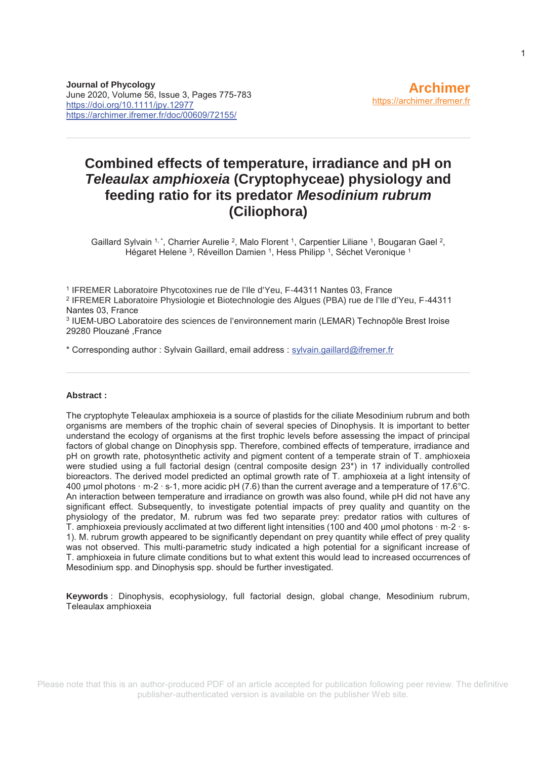**Journal of Phycology**
June 2020, Volume 56, Issue 3, Pages 775-783
https://doi.org/10.1111/jpy.12977
https://archimer.ifremer.fr/doc/00609/72155/

**Archimer**
https://archimer.ifremer.fr

# Combined effects of temperature, irradiance and pH on *Teleaulax amphioxeia* (Cryptophyceae) physiology and feeding ratio for its predator *Mesodinium rubrum* (Ciliophora)

Gaillard Sylvain [1,*], Charrier Aurelie [2], Malo Florent [1], Carpentier Liliane [1], Bougaran Gael [2], Hégaret Helene [3], Réveillon Damien [1], Hess Philipp [1], Séchet Veronique [1]

[1] IFREMER Laboratoire Phycotoxines rue de l'Ile d'Yeu, F-44311 Nantes 03, France
[2] IFREMER Laboratoire Physiologie et Biotechnologie des Algues (PBA) rue de l'Ile d'Yeu, F-44311 Nantes 03, France
[3] IUEM-UBO Laboratoire des sciences de l'environnement marin (LEMAR) Technopôle Brest Iroise 29280 Plouzané ,France

* Corresponding author : Sylvain Gaillard, email address : sylvain.gaillard@ifremer.fr

**Abstract :**

The cryptophyte Teleaulax amphioxeia is a source of plastids for the ciliate Mesodinium rubrum and both organisms are members of the trophic chain of several species of Dinophysis. It is important to better understand the ecology of organisms at the first trophic levels before assessing the impact of principal factors of global change on Dinophysis spp. Therefore, combined effects of temperature, irradiance and pH on growth rate, photosynthetic activity and pigment content of T. amphioxeia were studied using a full factorial design (central composite design 23*) in 17 individually controlled bioreactors. The derived model predicted an optimal growth rate of T. amphioxeia at a light intensity of 400 µmol photons · m-2 · s-1, more acidic pH (7.6) than the current average and a temperature of 17.6°C. An interaction between temperature and irradiance on growth was also found, while pH did not have any significant effect. Subsequently, to investigate potential impacts of prey quality and quantity on the physiology of the predator, M. rubrum was fed two separate prey: predator ratios with cultures of T. amphioxeia previously acclimated at two different light intensities (100 and 400 µmol photons · m-2 · s-1). M. rubrum growth appeared to be significantly dependant on prey quantity while effect of prey quality was not observed. This multi-parametric study indicated a high potential for a significant increase of T. amphioxeia in future climate conditions but to what extent this would lead to increased occurrences of Mesodinium spp. and Dinophysis spp. should be further investigated.

**Keywords** : Dinophysis, ecophysiology, full factorial design, global change, Mesodinium rubrum, Teleaulax amphioxeia

Please note that this is an author-produced PDF of an article accepted for publication following peer review. The definitive publisher-authenticated version is available on the publisher Web site.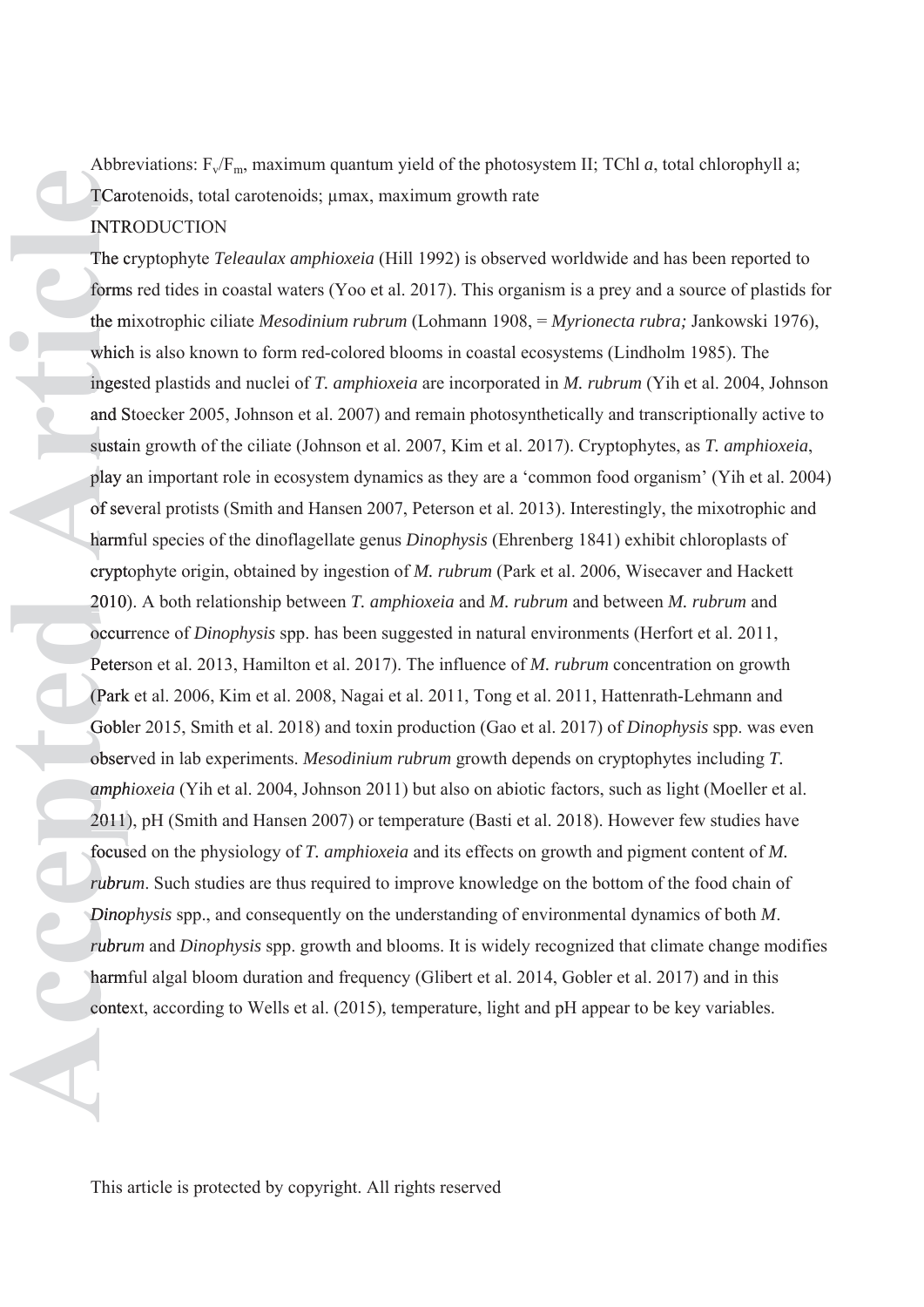Abbreviations: $F_v/F_m$, maximum quantum yield of the photosystem II; TChl *a*, total chlorophyll a; TCarotenoids, total carotenoids; μmax, maximum growth rate

## INTRODUCTION

The cryptophyte *Teleaulax amphioxeia* (Hill 1992) is observed worldwide and has been reported to forms red tides in coastal waters (Yoo et al. 2017). This organism is a prey and a source of plastids for the mixotrophic ciliate *Mesodinium rubrum* (Lohmann 1908, = *Myrionecta rubra;* Jankowski 1976), which is also known to form red-colored blooms in coastal ecosystems (Lindholm 1985). The ingested plastids and nuclei of *T. amphioxeia* are incorporated in *M. rubrum* (Yih et al. 2004, Johnson and Stoecker 2005, Johnson et al. 2007) and remain photosynthetically and transcriptionally active to sustain growth of the ciliate (Johnson et al. 2007, Kim et al. 2017). Cryptophytes, as *T. amphioxeia*, play an important role in ecosystem dynamics as they are a 'common food organism' (Yih et al. 2004) of several protists (Smith and Hansen 2007, Peterson et al. 2013). Interestingly, the mixotrophic and harmful species of the dinoflagellate genus *Dinophysis* (Ehrenberg 1841) exhibit chloroplasts of cryptophyte origin, obtained by ingestion of *M. rubrum* (Park et al. 2006, Wisecaver and Hackett 2010). A both relationship between *T. amphioxeia* and *M. rubrum* and between *M. rubrum* and occurrence of *Dinophysis* spp. has been suggested in natural environments (Herfort et al. 2011, Peterson et al. 2013, Hamilton et al. 2017). The influence of *M. rubrum* concentration on growth (Park et al. 2006, Kim et al. 2008, Nagai et al. 2011, Tong et al. 2011, Hattenrath-Lehmann and Gobler 2015, Smith et al. 2018) and toxin production (Gao et al. 2017) of *Dinophysis* spp. was even observed in lab experiments. *Mesodinium rubrum* growth depends on cryptophytes including *T. amphioxeia* (Yih et al. 2004, Johnson 2011) but also on abiotic factors, such as light (Moeller et al. 2011), pH (Smith and Hansen 2007) or temperature (Basti et al. 2018). However few studies have focused on the physiology of *T. amphioxeia* and its effects on growth and pigment content of *M. rubrum*. Such studies are thus required to improve knowledge on the bottom of the food chain of *Dinophysis* spp., and consequently on the understanding of environmental dynamics of both *M. rubrum* and *Dinophysis* spp. growth and blooms. It is widely recognized that climate change modifies harmful algal bloom duration and frequency (Glibert et al. 2014, Gobler et al. 2017) and in this context, according to Wells et al. (2015), temperature, light and pH appear to be key variables.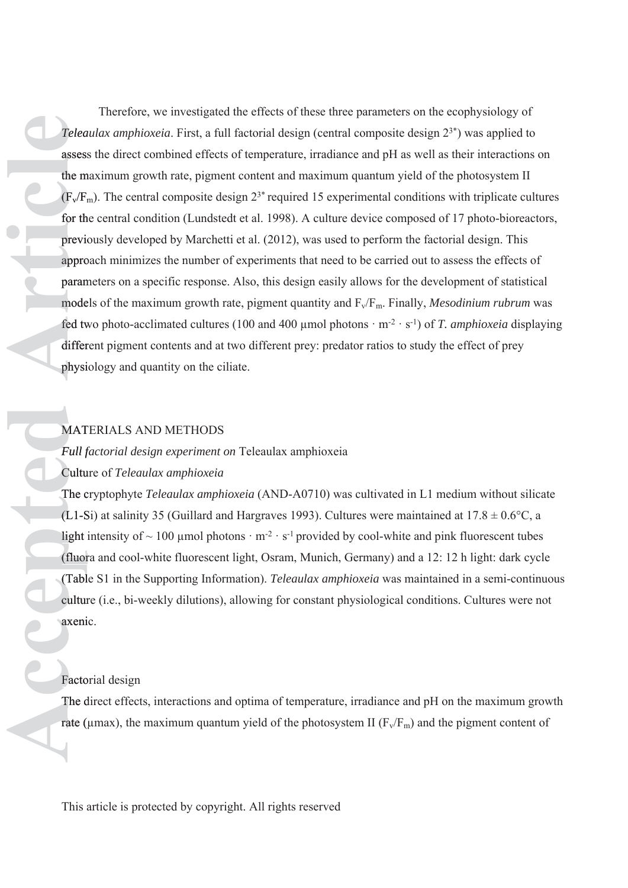Therefore, we investigated the effects of these three parameters on the ecophysiology of *Teleaulax amphioxeia*. First, a full factorial design (central composite design $2^{3*}$) was applied to assess the direct combined effects of temperature, irradiance and pH as well as their interactions on the maximum growth rate, pigment content and maximum quantum yield of the photosystem II ($F_v/F_m$). The central composite design $2^{3*}$ required 15 experimental conditions with triplicate cultures for the central condition (Lundstedt et al. 1998). A culture device composed of 17 photo-bioreactors, previously developed by Marchetti et al. (2012), was used to perform the factorial design. This approach minimizes the number of experiments that need to be carried out to assess the effects of parameters on a specific response. Also, this design easily allows for the development of statistical models of the maximum growth rate, pigment quantity and $F_v/F_m$. Finally, *Mesodinium rubrum* was fed two photo-acclimated cultures (100 and 400 µmol photons · $m^{-2}$ · $s^{-1}$) of *T. amphioxeia* displaying different pigment contents and at two different prey: predator ratios to study the effect of prey physiology and quantity on the ciliate.

## MATERIALS AND METHODS

### *Full factorial design experiment on* Teleaulax amphioxeia

#### Culture of *Teleaulax amphioxeia*

The cryptophyte *Teleaulax amphioxeia* (AND-A0710) was cultivated in L1 medium without silicate (L1-Si) at salinity 35 (Guillard and Hargraves 1993). Cultures were maintained at 17.8 ± 0.6°C, a light intensity of ~ 100 µmol photons · $m^{-2}$ · $s^{-1}$ provided by cool-white and pink fluorescent tubes (fluora and cool-white fluorescent light, Osram, Munich, Germany) and a 12: 12 h light: dark cycle (Table S1 in the Supporting Information). *Teleaulax amphioxeia* was maintained in a semi-continuous culture (i.e., bi-weekly dilutions), allowing for constant physiological conditions. Cultures were not axenic.

#### Factorial design

The direct effects, interactions and optima of temperature, irradiance and pH on the maximum growth rate (µmax), the maximum quantum yield of the photosystem II ($F_v/F_m$) and the pigment content of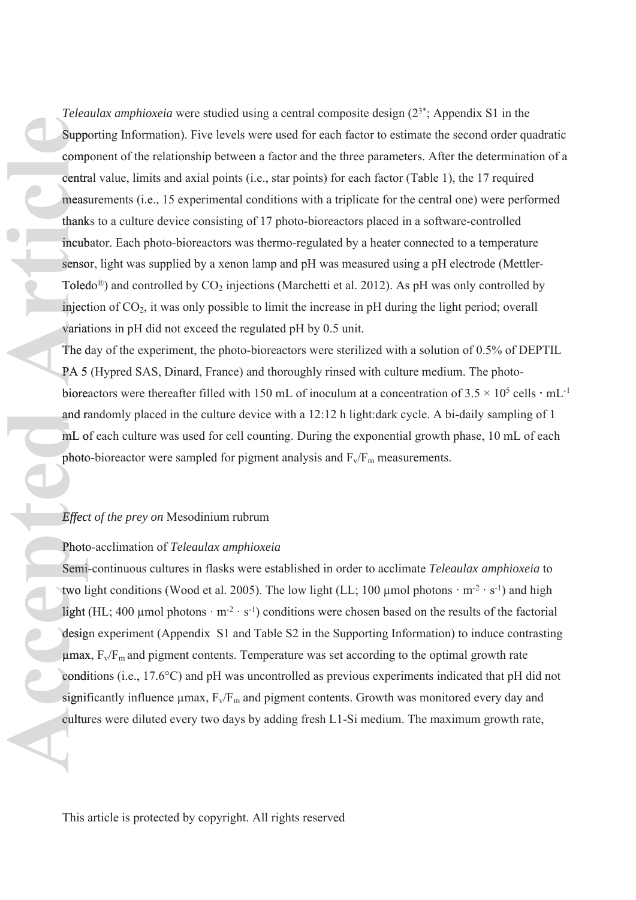*Teleaulax amphioxeia* were studied using a central composite design ($2^{3*}$; Appendix S1 in the Supporting Information). Five levels were used for each factor to estimate the second order quadratic component of the relationship between a factor and the three parameters. After the determination of a central value, limits and axial points (i.e., star points) for each factor (Table 1), the 17 required measurements (i.e., 15 experimental conditions with a triplicate for the central one) were performed thanks to a culture device consisting of 17 photo-bioreactors placed in a software-controlled incubator. Each photo-bioreactors was thermo-regulated by a heater connected to a temperature sensor, light was supplied by a xenon lamp and pH was measured using a pH electrode (Mettler-Toledo®) and controlled by $CO_2$ injections (Marchetti et al. 2012). As pH was only controlled by injection of $CO_2$, it was only possible to limit the increase in pH during the light period; overall variations in pH did not exceed the regulated pH by 0.5 unit.

The day of the experiment, the photo-bioreactors were sterilized with a solution of 0.5% of DEPTIL PA 5 (Hypred SAS, Dinard, France) and thoroughly rinsed with culture medium. The photo-bioreactors were thereafter filled with 150 mL of inoculum at a concentration of $3.5 \times 10^5$ cells · $mL^{-1}$ and randomly placed in the culture device with a 12:12 h light:dark cycle. A bi-daily sampling of 1 mL of each culture was used for cell counting. During the exponential growth phase, 10 mL of each photo-bioreactor were sampled for pigment analysis and $F_v/F_m$ measurements.

## *Effect of the prey on* Mesodinium rubrum

### Photo-acclimation of *Teleaulax amphioxeia*

Semi-continuous cultures in flasks were established in order to acclimate *Teleaulax amphioxeia* to two light conditions (Wood et al. 2005). The low light (LL; 100 µmol photons · $m^{-2}$ · $s^{-1}$) and high light (HL; 400 µmol photons · $m^{-2}$ · $s^{-1}$) conditions were chosen based on the results of the factorial design experiment (Appendix S1 and Table S2 in the Supporting Information) to induce contrasting µmax, $F_v/F_m$ and pigment contents. Temperature was set according to the optimal growth rate conditions (i.e., 17.6°C) and pH was uncontrolled as previous experiments indicated that pH did not significantly influence µmax, $F_v/F_m$ and pigment contents. Growth was monitored every day and cultures were diluted every two days by adding fresh L1-Si medium. The maximum growth rate,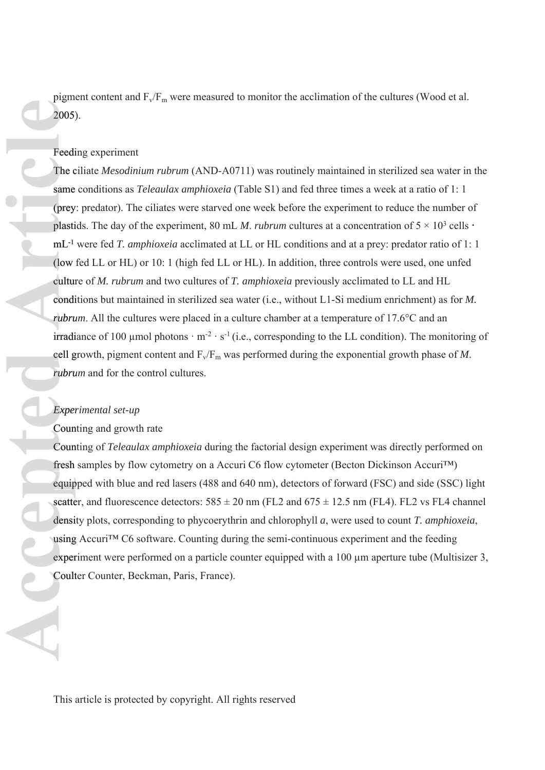pigment content and $F_v/F_m$ were measured to monitor the acclimation of the cultures (Wood et al. 2005).

Feeding experiment

The ciliate *Mesodinium rubrum* (AND-A0711) was routinely maintained in sterilized sea water in the same conditions as *Teleaulax amphioxeia* (Table S1) and fed three times a week at a ratio of 1: 1 (prey: predator). The ciliates were starved one week before the experiment to reduce the number of plastids. The day of the experiment, 80 mL *M. rubrum* cultures at a concentration of $5 \times 10^3$ cells · $mL^{-1}$ were fed *T. amphioxeia* acclimated at LL or HL conditions and at a prey: predator ratio of 1: 1 (low fed LL or HL) or 10: 1 (high fed LL or HL). In addition, three controls were used, one unfed culture of *M. rubrum* and two cultures of *T. amphioxeia* previously acclimated to LL and HL conditions but maintained in sterilized sea water (i.e., without L1-Si medium enrichment) as for *M. rubrum*. All the cultures were placed in a culture chamber at a temperature of 17.6°C and an irradiance of 100 µmol photons · $m^{-2}$ · $s^{-1}$ (i.e., corresponding to the LL condition). The monitoring of cell growth, pigment content and $F_v/F_m$ was performed during the exponential growth phase of *M. rubrum* and for the control cultures.

*Experimental set-up*

Counting and growth rate

Counting of *Teleaulax amphioxeia* during the factorial design experiment was directly performed on fresh samples by flow cytometry on a Accuri C6 flow cytometer (Becton Dickinson Accuri™) equipped with blue and red lasers (488 and 640 nm), detectors of forward (FSC) and side (SSC) light scatter, and fluorescence detectors: 585 ± 20 nm (FL2 and 675 ± 12.5 nm (FL4). FL2 vs FL4 channel density plots, corresponding to phycoerythrin and chlorophyll *a*, were used to count *T. amphioxeia*, using Accuri™ C6 software. Counting during the semi-continuous experiment and the feeding experiment were performed on a particle counter equipped with a 100 µm aperture tube (Multisizer 3, Coulter Counter, Beckman, Paris, France).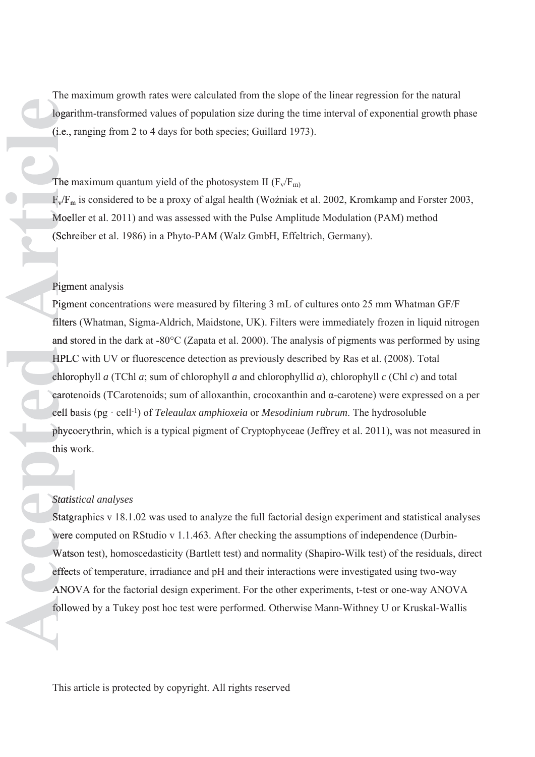The maximum growth rates were calculated from the slope of the linear regression for the natural logarithm-transformed values of population size during the time interval of exponential growth phase (i.e., ranging from 2 to 4 days for both species; Guillard 1973).

The maximum quantum yield of the photosystem II ($F_v/F_m$)

$F_v/F_m$ is considered to be a proxy of algal health (Woźniak et al. 2002, Kromkamp and Forster 2003, Moeller et al. 2011) and was assessed with the Pulse Amplitude Modulation (PAM) method (Schreiber et al. 1986) in a Phyto-PAM (Walz GmbH, Effeltrich, Germany).

Pigment analysis

Pigment concentrations were measured by filtering 3 mL of cultures onto 25 mm Whatman GF/F filters (Whatman, Sigma-Aldrich, Maidstone, UK). Filters were immediately frozen in liquid nitrogen and stored in the dark at -80°C (Zapata et al. 2000). The analysis of pigments was performed by using HPLC with UV or fluorescence detection as previously described by Ras et al. (2008). Total chlorophyll *a* (TChl *a*; sum of chlorophyll *a* and chlorophyllid *a*), chlorophyll *c* (Chl *c*) and total carotenoids (TCarotenoids; sum of alloxanthin, crocoxanthin and α-carotene) were expressed on a per cell basis (pg · $cell^{-1}$) of *Teleaulax amphioxeia* or *Mesodinium rubrum*. The hydrosoluble phycoerythrin, which is a typical pigment of Cryptophyceae (Jeffrey et al. 2011), was not measured in this work.

*Statistical analyses*

Statgraphics v 18.1.02 was used to analyze the full factorial design experiment and statistical analyses were computed on RStudio v 1.1.463. After checking the assumptions of independence (Durbin-Watson test), homoscedasticity (Bartlett test) and normality (Shapiro-Wilk test) of the residuals, direct effects of temperature, irradiance and pH and their interactions were investigated using two-way ANOVA for the factorial design experiment. For the other experiments, t-test or one-way ANOVA followed by a Tukey post hoc test were performed. Otherwise Mann-Withney U or Kruskal-Wallis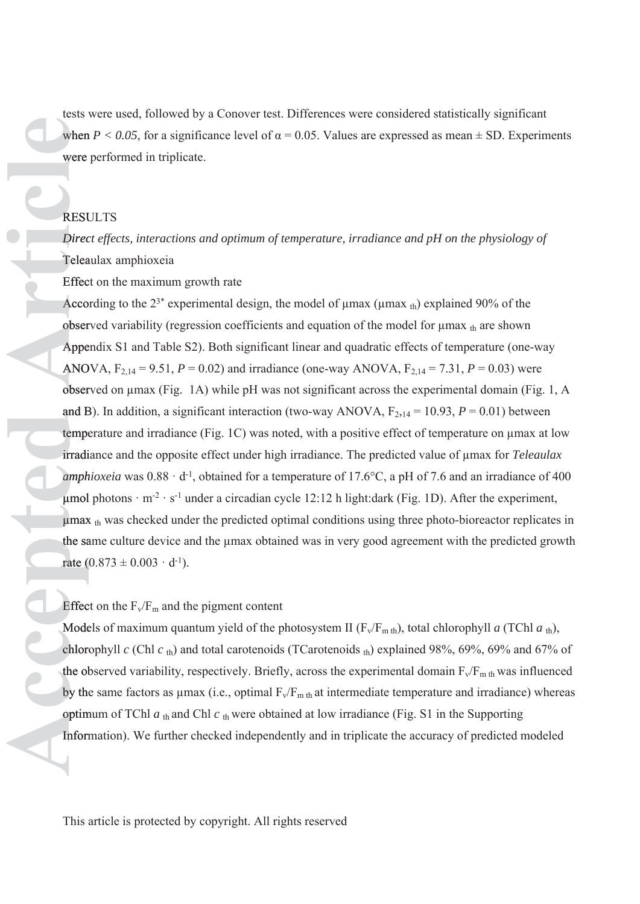tests were used, followed by a Conover test. Differences were considered statistically significant when $P < 0.05$, for a significance level of $\alpha = 0.05$. Values are expressed as mean ± SD. Experiments were performed in triplicate.

## RESULTS

### *Direct effects, interactions and optimum of temperature, irradiance and pH on the physiology of* Teleaulax amphioxeia

Effect on the maximum growth rate

According to the $2^{3*}$ experimental design, the model of µmax (µmax $_{th}$) explained 90% of the observed variability (regression coefficients and equation of the model for µmax $_{th}$ are shown Appendix S1 and Table S2). Both significant linear and quadratic effects of temperature (one-way ANOVA, $F_{2,14} = 9.51$, $P = 0.02$) and irradiance (one-way ANOVA, $F_{2,14} = 7.31$, $P = 0.03$) were observed on µmax (Fig. 1A) while pH was not significant across the experimental domain (Fig. 1, A and B). In addition, a significant interaction (two-way ANOVA, $F_{2,14} = 10.93$, $P = 0.01$) between temperature and irradiance (Fig. 1C) was noted, with a positive effect of temperature on µmax at low irradiance and the opposite effect under high irradiance. The predicted value of µmax for *Teleaulax amphioxeia* was $0.88 \cdot d^{-1}$, obtained for a temperature of 17.6°C, a pH of 7.6 and an irradiance of 400 µmol photons $\cdot$ $m^{-2} \cdot s^{-1}$ under a circadian cycle 12:12 h light:dark (Fig. 1D). After the experiment, µmax $_{th}$ was checked under the predicted optimal conditions using three photo-bioreactor replicates in the same culture device and the µmax obtained was in very good agreement with the predicted growth rate ($0.873 \pm 0.003 \cdot d^{-1}$).

Effect on the $F_v/F_m$ and the pigment content

Models of maximum quantum yield of the photosystem II ($F_v/F_{m\ th}$), total chlorophyll *a* (TChl *a* $_{th}$), chlorophyll *c* (Chl *c* $_{th}$) and total carotenoids (TCarotenoids $_{th}$) explained 98%, 69%, 69% and 67% of the observed variability, respectively. Briefly, across the experimental domain $F_v/F_{m\ th}$ was influenced by the same factors as µmax (i.e., optimal $F_v/F_{m\ th}$ at intermediate temperature and irradiance) whereas optimum of TChl *a* $_{th}$ and Chl *c* $_{th}$ were obtained at low irradiance (Fig. S1 in the Supporting Information). We further checked independently and in triplicate the accuracy of predicted modeled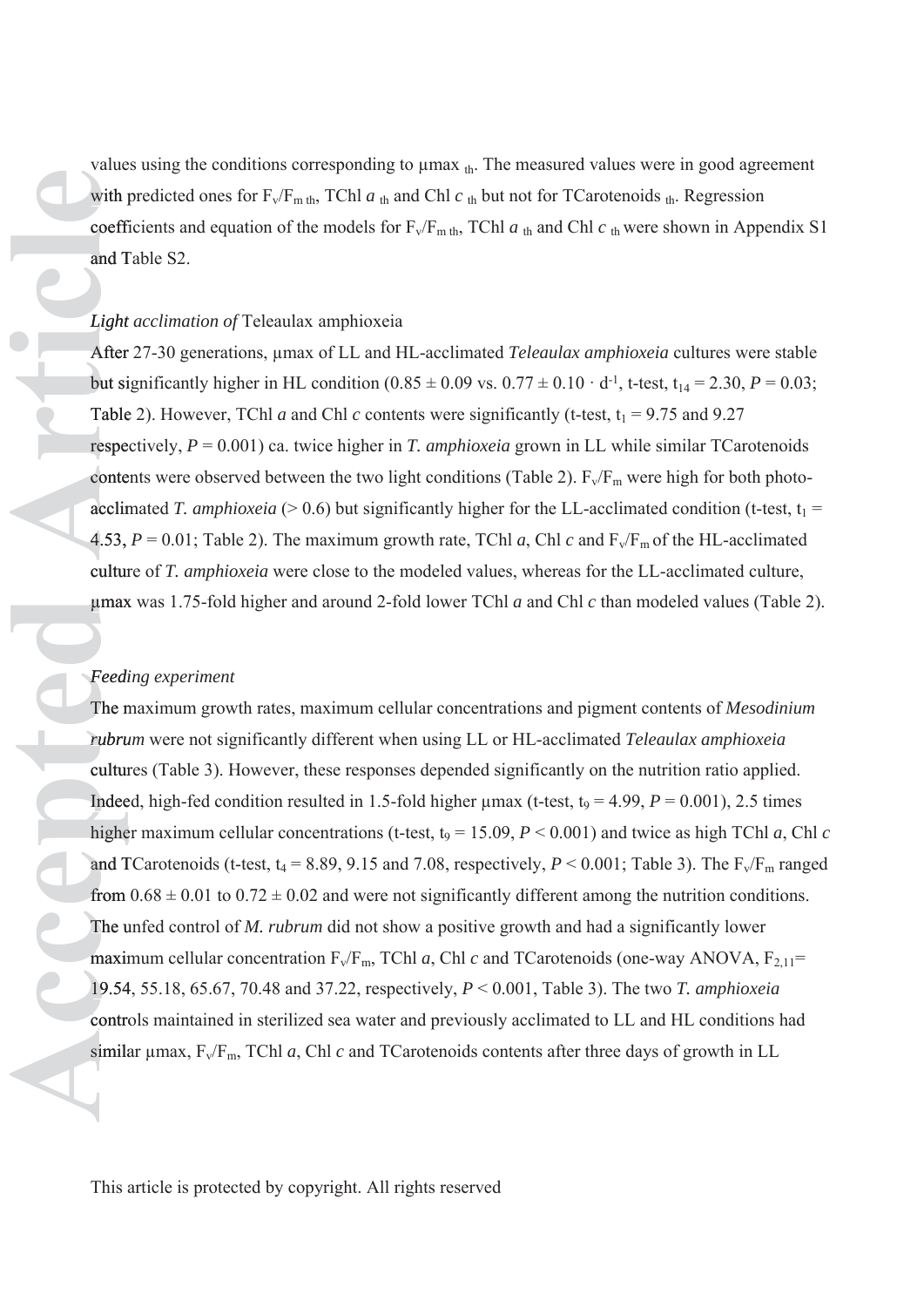values using the conditions corresponding to $\mu max_{th}$. The measured values were in good agreement with predicted ones for $F_v/F_{m\ th}$, TChl $a_{th}$ and Chl $c_{th}$ but not for TCarotenoids $_{th}$. Regression coefficients and equation of the models for $F_v/F_{m\ th}$, TChl $a_{th}$ and Chl $c_{th}$ were shown in Appendix S1 and Table S2.

### *Light acclimation of* Teleaulax amphioxeia

After 27-30 generations, µmax of LL and HL-acclimated *Teleaulax amphioxeia* cultures were stable but significantly higher in HL condition ($0.85 \pm 0.09$ vs. $0.77 \pm 0.10 \cdot d^{-1}$, t-test, $t_{14} = 2.30$, $P = 0.03$; Table 2). However, TChl *a* and Chl *c* contents were significantly (t-test, $t_1 = 9.75$ and 9.27 respectively, $P = 0.001$) ca. twice higher in *T. amphioxeia* grown in LL while similar TCarotenoids contents were observed between the two light conditions (Table 2). $F_v/F_m$ were high for both photo-acclimated *T. amphioxeia* (> 0.6) but significantly higher for the LL-acclimated condition (t-test, $t_1 = 4.53$, $P = 0.01$; Table 2). The maximum growth rate, TChl *a*, Chl *c* and $F_v/F_m$ of the HL-acclimated culture of *T. amphioxeia* were close to the modeled values, whereas for the LL-acclimated culture, µmax was 1.75-fold higher and around 2-fold lower TChl *a* and Chl *c* than modeled values (Table 2).

### *Feeding experiment*

The maximum growth rates, maximum cellular concentrations and pigment contents of *Mesodinium rubrum* were not significantly different when using LL or HL-acclimated *Teleaulax amphioxeia* cultures (Table 3). However, these responses depended significantly on the nutrition ratio applied. Indeed, high-fed condition resulted in 1.5-fold higher µmax (t-test, $t_9 = 4.99$, $P = 0.001$), 2.5 times higher maximum cellular concentrations (t-test, $t_9 = 15.09$, $P < 0.001$) and twice as high TChl *a*, Chl *c* and TCarotenoids (t-test, $t_4 = 8.89$, 9.15 and 7.08, respectively, $P < 0.001$; Table 3). The $F_v/F_m$ ranged from $0.68 \pm 0.01$ to $0.72 \pm 0.02$ and were not significantly different among the nutrition conditions. The unfed control of *M. rubrum* did not show a positive growth and had a significantly lower maximum cellular concentration $F_v/F_m$, TChl *a*, Chl *c* and TCarotenoids (one-way ANOVA, $F_{2,11} = 19.54$, 55.18, 65.67, 70.48 and 37.22, respectively, $P < 0.001$, Table 3). The two *T. amphioxeia* controls maintained in sterilized sea water and previously acclimated to LL and HL conditions had similar µmax, $F_v/F_m$, TChl *a*, Chl *c* and TCarotenoids contents after three days of growth in LL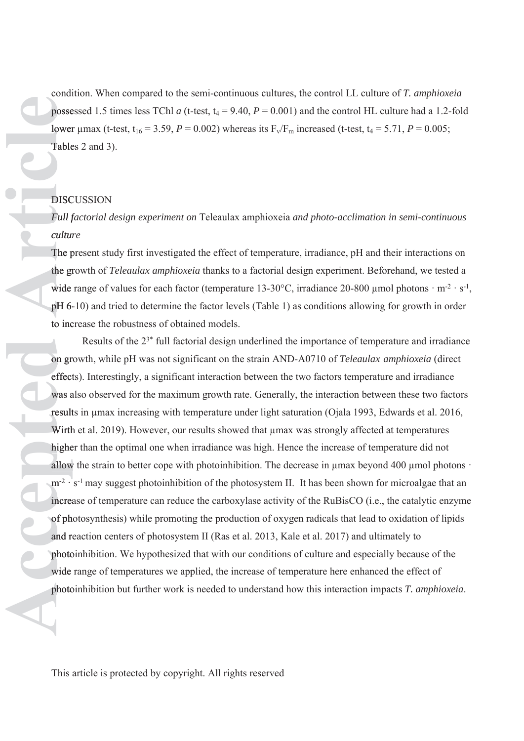condition. When compared to the semi-continuous cultures, the control LL culture of *T. amphioxeia* possessed 1.5 times less TChl *a* (t-test, $t_4 = 9.40$, $P = 0.001$) and the control HL culture had a 1.2-fold lower μmax (t-test, $t_{16} = 3.59$, $P = 0.002$) whereas its $F_v/F_m$ increased (t-test, $t_4 = 5.71$, $P = 0.005$; Tables 2 and 3).

## DISCUSSION

### *Full factorial design experiment on* Teleaulax amphioxeia *and photo-acclimation in semi-continuous culture*

The present study first investigated the effect of temperature, irradiance, pH and their interactions on the growth of *Teleaulax amphioxeia* thanks to a factorial design experiment. Beforehand, we tested a wide range of values for each factor (temperature 13-30°C, irradiance 20-800 μmol photons · $m^{-2}$ · $s^{-1}$, pH 6-10) and tried to determine the factor levels (Table 1) as conditions allowing for growth in order to increase the robustness of obtained models.

Results of the $2^{3*}$ full factorial design underlined the importance of temperature and irradiance on growth, while pH was not significant on the strain AND-A0710 of *Teleaulax amphioxeia* (direct effects). Interestingly, a significant interaction between the two factors temperature and irradiance was also observed for the maximum growth rate. Generally, the interaction between these two factors results in μmax increasing with temperature under light saturation (Ojala 1993, Edwards et al. 2016, Wirth et al. 2019). However, our results showed that μmax was strongly affected at temperatures higher than the optimal one when irradiance was high. Hence the increase of temperature did not allow the strain to better cope with photoinhibition. The decrease in μmax beyond 400 μmol photons · $m^{-2}$ · $s^{-1}$ may suggest photoinhibition of the photosystem II. It has been shown for microalgae that an increase of temperature can reduce the carboxylase activity of the RuBisCO (i.e., the catalytic enzyme of photosynthesis) while promoting the production of oxygen radicals that lead to oxidation of lipids and reaction centers of photosystem II (Ras et al. 2013, Kale et al. 2017) and ultimately to photoinhibition. We hypothesized that with our conditions of culture and especially because of the wide range of temperatures we applied, the increase of temperature here enhanced the effect of photoinhibition but further work is needed to understand how this interaction impacts *T. amphioxeia*.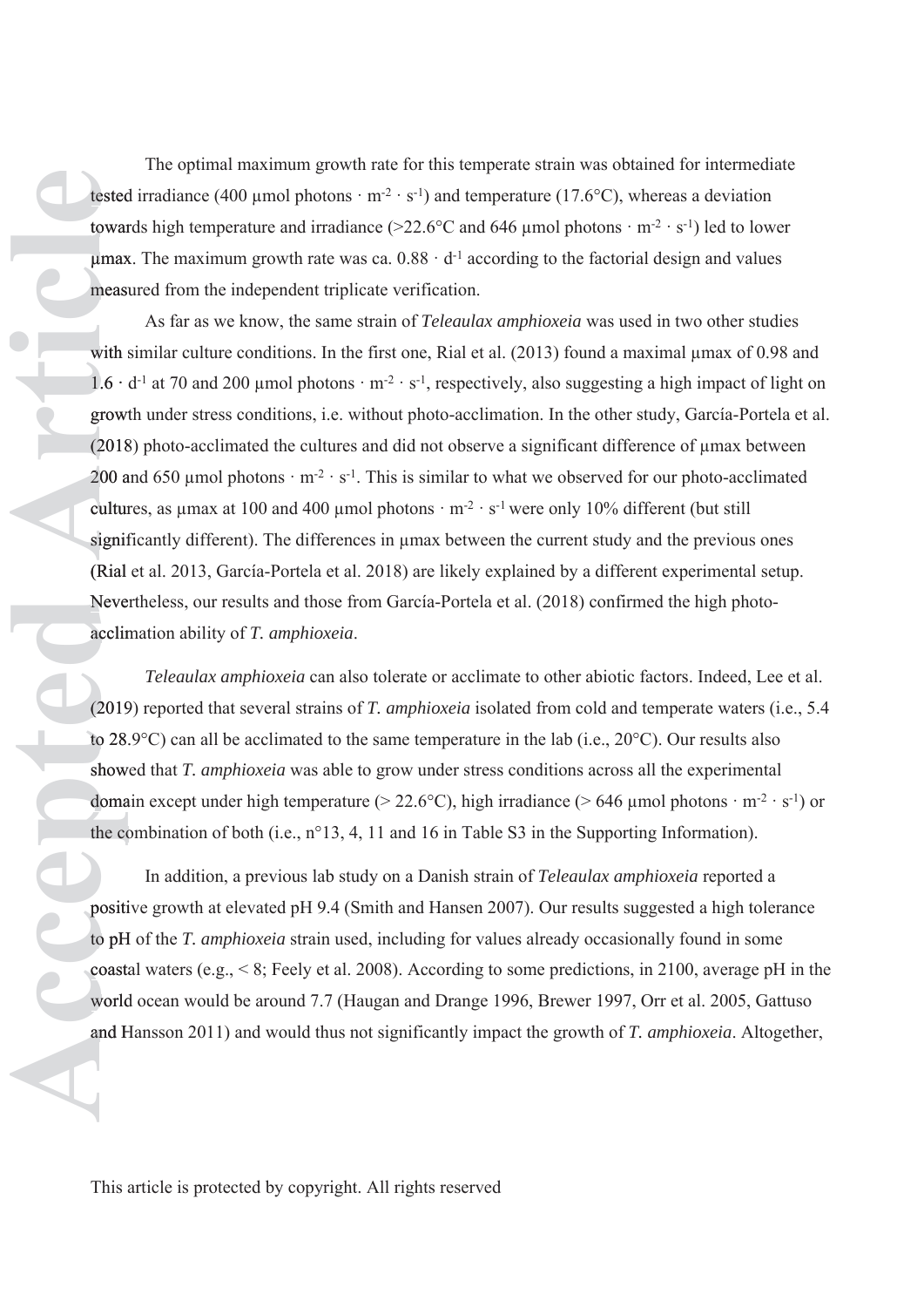The optimal maximum growth rate for this temperate strain was obtained for intermediate tested irradiance (400 µmol photons · $m^{-2}$ · $s^{-1}$) and temperature (17.6°C), whereas a deviation towards high temperature and irradiance (>22.6°C and 646 µmol photons · $m^{-2}$ · $s^{-1}$) led to lower µmax. The maximum growth rate was ca. 0.88 · $d^{-1}$ according to the factorial design and values measured from the independent triplicate verification.

As far as we know, the same strain of *Teleaulax amphioxeia* was used in two other studies with similar culture conditions. In the first one, Rial et al. (2013) found a maximal µmax of 0.98 and 1.6 · $d^{-1}$ at 70 and 200 µmol photons · $m^{-2}$ · $s^{-1}$, respectively, also suggesting a high impact of light on growth under stress conditions, i.e. without photo-acclimation. In the other study, García-Portela et al. (2018) photo-acclimated the cultures and did not observe a significant difference of µmax between 200 and 650 µmol photons · $m^{-2}$ · $s^{-1}$. This is similar to what we observed for our photo-acclimated cultures, as µmax at 100 and 400 µmol photons · $m^{-2}$ · $s^{-1}$ were only 10% different (but still significantly different). The differences in µmax between the current study and the previous ones (Rial et al. 2013, García-Portela et al. 2018) are likely explained by a different experimental setup. Nevertheless, our results and those from García-Portela et al. (2018) confirmed the high photo-acclimation ability of *T. amphioxeia*.

*Teleaulax amphioxeia* can also tolerate or acclimate to other abiotic factors. Indeed, Lee et al. (2019) reported that several strains of *T. amphioxeia* isolated from cold and temperate waters (i.e., 5.4 to 28.9°C) can all be acclimated to the same temperature in the lab (i.e., 20°C). Our results also showed that *T. amphioxeia* was able to grow under stress conditions across all the experimental domain except under high temperature (> 22.6°C), high irradiance (> 646 µmol photons · $m^{-2}$ · $s^{-1}$) or the combination of both (i.e., n°13, 4, 11 and 16 in Table S3 in the Supporting Information).

In addition, a previous lab study on a Danish strain of *Teleaulax amphioxeia* reported a positive growth at elevated pH 9.4 (Smith and Hansen 2007). Our results suggested a high tolerance to pH of the *T. amphioxeia* strain used, including for values already occasionally found in some coastal waters (e.g., < 8; Feely et al. 2008). According to some predictions, in 2100, average pH in the world ocean would be around 7.7 (Haugan and Drange 1996, Brewer 1997, Orr et al. 2005, Gattuso and Hansson 2011) and would thus not significantly impact the growth of *T. amphioxeia*. Altogether,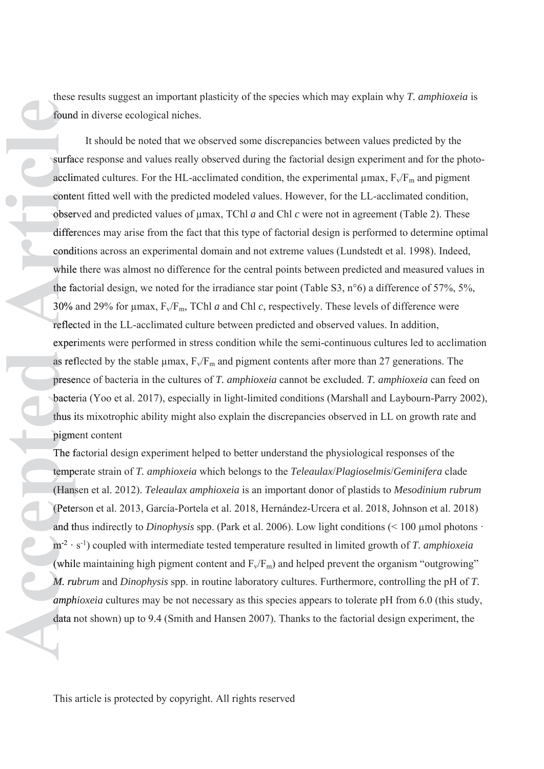these results suggest an important plasticity of the species which may explain why *T. amphioxeia* is found in diverse ecological niches.

It should be noted that we observed some discrepancies between values predicted by the surface response and values really observed during the factorial design experiment and for the photo-acclimated cultures. For the HL-acclimated condition, the experimental µmax, $F_v/F_m$ and pigment content fitted well with the predicted modeled values. However, for the LL-acclimated condition, observed and predicted values of µmax, TChl *a* and Chl *c* were not in agreement (Table 2). These differences may arise from the fact that this type of factorial design is performed to determine optimal conditions across an experimental domain and not extreme values (Lundstedt et al. 1998). Indeed, while there was almost no difference for the central points between predicted and measured values in the factorial design, we noted for the irradiance star point (Table S3, n°6) a difference of 57%, 5%, 30% and 29% for µmax, $F_v/F_m$, TChl *a* and Chl *c*, respectively. These levels of difference were reflected in the LL-acclimated culture between predicted and observed values. In addition, experiments were performed in stress condition while the semi-continuous cultures led to acclimation as reflected by the stable µmax, $F_v/F_m$ and pigment contents after more than 27 generations. The presence of bacteria in the cultures of *T. amphioxeia* cannot be excluded. *T. amphioxeia* can feed on bacteria (Yoo et al. 2017), especially in light-limited conditions (Marshall and Laybourn-Parry 2002), thus its mixotrophic ability might also explain the discrepancies observed in LL on growth rate and pigment content

The factorial design experiment helped to better understand the physiological responses of the temperate strain of *T. amphioxeia* which belongs to the *Teleaulax*/*Plagioselmis*/*Geminifera* clade (Hansen et al. 2012). *Teleaulax amphioxeia* is an important donor of plastids to *Mesodinium rubrum* (Peterson et al. 2013, García-Portela et al. 2018, Hernández-Urcera et al. 2018, Johnson et al. 2018) and thus indirectly to *Dinophysis* spp. (Park et al. 2006). Low light conditions (< 100 µmol photons · $m^{-2}$ · $s^{-1}$) coupled with intermediate tested temperature resulted in limited growth of *T. amphioxeia* (while maintaining high pigment content and $F_v/F_m$) and helped prevent the organism "outgrowing" *M. rubrum* and *Dinophysis* spp. in routine laboratory cultures. Furthermore, controlling the pH of *T. amphioxeia* cultures may be not necessary as this species appears to tolerate pH from 6.0 (this study, data not shown) up to 9.4 (Smith and Hansen 2007). Thanks to the factorial design experiment, the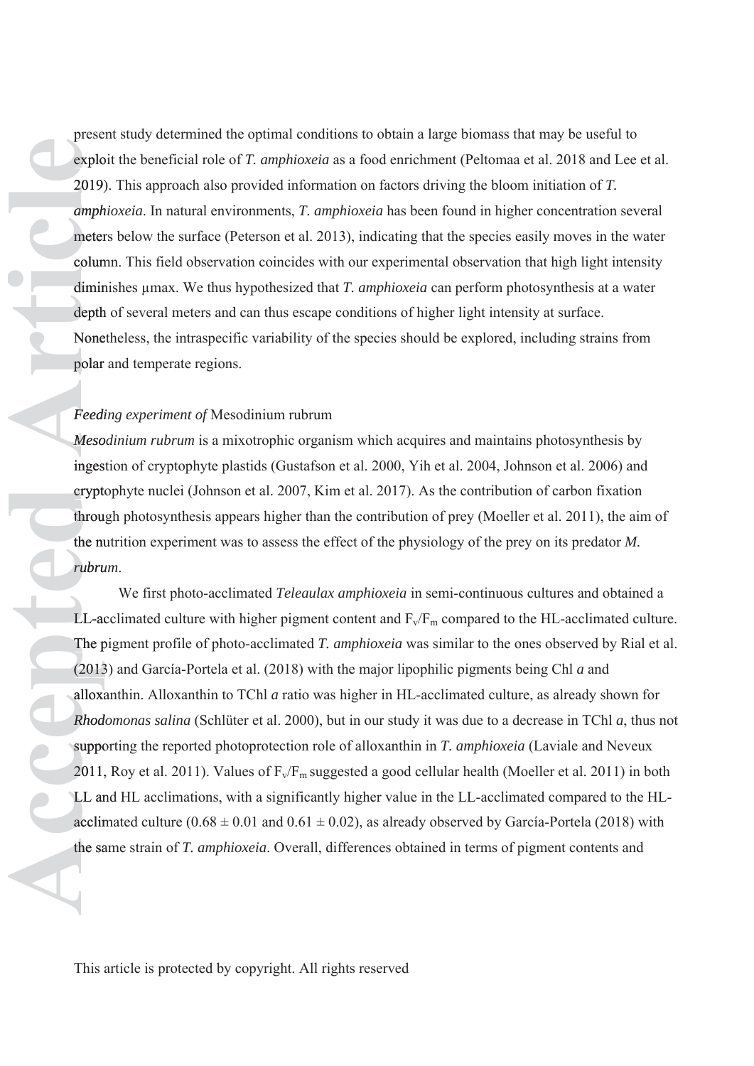present study determined the optimal conditions to obtain a large biomass that may be useful to exploit the beneficial role of *T. amphioxeia* as a food enrichment (Peltomaa et al. 2018 and Lee et al. 2019). This approach also provided information on factors driving the bloom initiation of *T. amphioxeia*. In natural environments, *T. amphioxeia* has been found in higher concentration several meters below the surface (Peterson et al. 2013), indicating that the species easily moves in the water column. This field observation coincides with our experimental observation that high light intensity diminishes μmax. We thus hypothesized that *T. amphioxeia* can perform photosynthesis at a water depth of several meters and can thus escape conditions of higher light intensity at surface. Nonetheless, the intraspecific variability of the species should be explored, including strains from polar and temperate regions.

*Feeding experiment of* Mesodinium rubrum

*Mesodinium rubrum* is a mixotrophic organism which acquires and maintains photosynthesis by ingestion of cryptophyte plastids (Gustafson et al. 2000, Yih et al. 2004, Johnson et al. 2006) and cryptophyte nuclei (Johnson et al. 2007, Kim et al. 2017). As the contribution of carbon fixation through photosynthesis appears higher than the contribution of prey (Moeller et al. 2011), the aim of the nutrition experiment was to assess the effect of the physiology of the prey on its predator *M. rubrum*.

We first photo-acclimated *Teleaulax amphioxeia* in semi-continuous cultures and obtained a LL-acclimated culture with higher pigment content and $F_v/F_m$ compared to the HL-acclimated culture. The pigment profile of photo-acclimated *T. amphioxeia* was similar to the ones observed by Rial et al. (2013) and García-Portela et al. (2018) with the major lipophilic pigments being Chl *a* and alloxanthin. Alloxanthin to TChl *a* ratio was higher in HL-acclimated culture, as already shown for *Rhodomonas salina* (Schlüter et al. 2000), but in our study it was due to a decrease in TChl *a*, thus not supporting the reported photoprotection role of alloxanthin in *T. amphioxeia* (Laviale and Neveux 2011, Roy et al. 2011). Values of $F_v/F_m$ suggested a good cellular health (Moeller et al. 2011) in both LL and HL acclimations, with a significantly higher value in the LL-acclimated compared to the HL-acclimated culture ($0.68 \pm 0.01$ and $0.61 \pm 0.02$), as already observed by García-Portela (2018) with the same strain of *T. amphioxeia*. Overall, differences obtained in terms of pigment contents and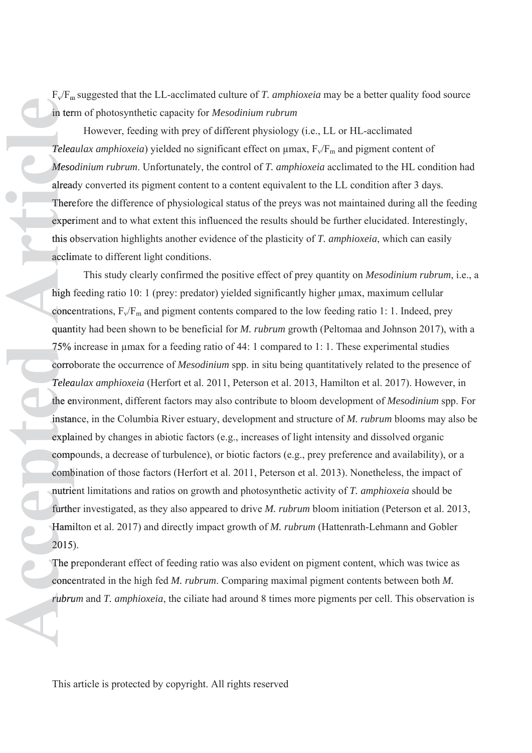$F_v/F_m$ suggested that the LL-acclimated culture of *T. amphioxeia* may be a better quality food source in term of photosynthetic capacity for *Mesodinium rubrum*

However, feeding with prey of different physiology (i.e., LL or HL-acclimated *Teleaulax amphioxeia*) yielded no significant effect on μmax, $F_v/F_m$ and pigment content of *Mesodinium rubrum*. Unfortunately, the control of *T. amphioxeia* acclimated to the HL condition had already converted its pigment content to a content equivalent to the LL condition after 3 days. Therefore the difference of physiological status of the preys was not maintained during all the feeding experiment and to what extent this influenced the results should be further elucidated. Interestingly, this observation highlights another evidence of the plasticity of *T. amphioxeia*, which can easily acclimate to different light conditions.

This study clearly confirmed the positive effect of prey quantity on *Mesodinium rubrum*, i.e., a high feeding ratio 10: 1 (prey: predator) yielded significantly higher μmax, maximum cellular concentrations, $F_v/F_m$ and pigment contents compared to the low feeding ratio 1: 1. Indeed, prey quantity had been shown to be beneficial for *M. rubrum* growth (Peltomaa and Johnson 2017), with a 75% increase in μmax for a feeding ratio of 44: 1 compared to 1: 1. These experimental studies corroborate the occurrence of *Mesodinium* spp. in situ being quantitatively related to the presence of *Teleaulax amphioxeia* (Herfort et al. 2011, Peterson et al. 2013, Hamilton et al. 2017). However, in the environment, different factors may also contribute to bloom development of *Mesodinium* spp. For instance, in the Columbia River estuary, development and structure of *M. rubrum* blooms may also be explained by changes in abiotic factors (e.g., increases of light intensity and dissolved organic compounds, a decrease of turbulence), or biotic factors (e.g., prey preference and availability), or a combination of those factors (Herfort et al. 2011, Peterson et al. 2013). Nonetheless, the impact of nutrient limitations and ratios on growth and photosynthetic activity of *T. amphioxeia* should be further investigated, as they also appeared to drive *M. rubrum* bloom initiation (Peterson et al. 2013, Hamilton et al. 2017) and directly impact growth of *M. rubrum* (Hattenrath-Lehmann and Gobler 2015).

The preponderant effect of feeding ratio was also evident on pigment content, which was twice as concentrated in the high fed *M. rubrum*. Comparing maximal pigment contents between both *M. rubrum* and *T. amphioxeia*, the ciliate had around 8 times more pigments per cell. This observation is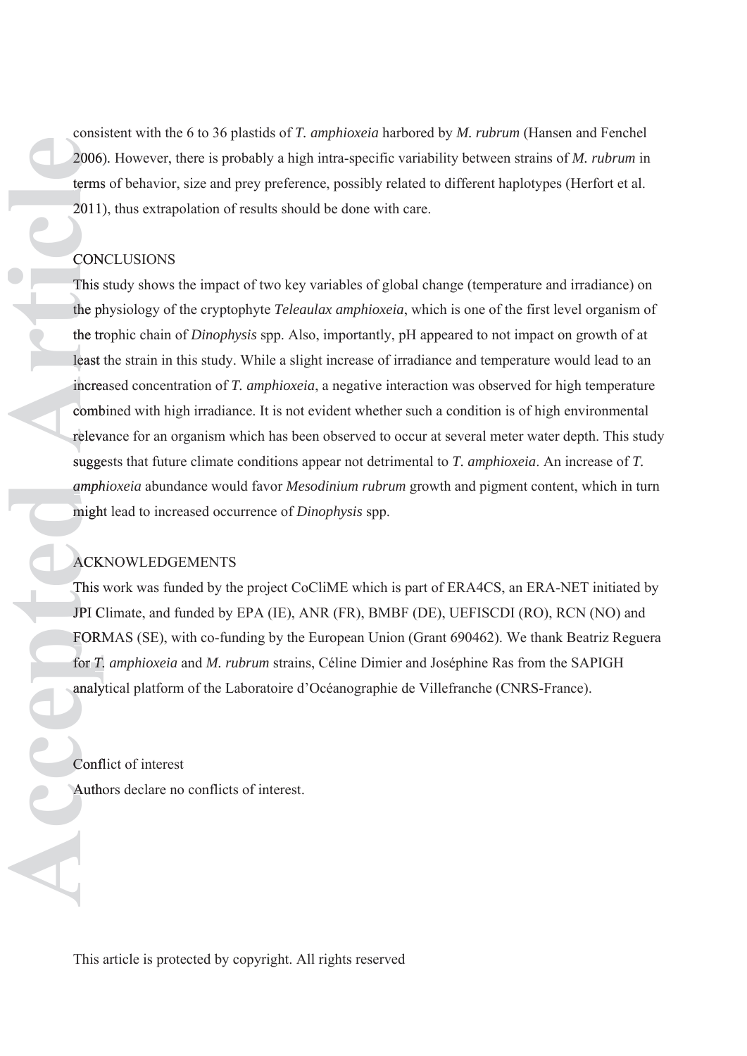consistent with the 6 to 36 plastids of *T. amphioxeia* harbored by *M. rubrum* (Hansen and Fenchel 2006). However, there is probably a high intra-specific variability between strains of *M. rubrum* in terms of behavior, size and prey preference, possibly related to different haplotypes (Herfort et al. 2011), thus extrapolation of results should be done with care.

## CONCLUSIONS

This study shows the impact of two key variables of global change (temperature and irradiance) on the physiology of the cryptophyte *Teleaulax amphioxeia*, which is one of the first level organism of the trophic chain of *Dinophysis* spp. Also, importantly, pH appeared to not impact on growth of at least the strain in this study. While a slight increase of irradiance and temperature would lead to an increased concentration of *T. amphioxeia*, a negative interaction was observed for high temperature combined with high irradiance. It is not evident whether such a condition is of high environmental relevance for an organism which has been observed to occur at several meter water depth. This study suggests that future climate conditions appear not detrimental to *T. amphioxeia*. An increase of *T. amphioxeia* abundance would favor *Mesodinium rubrum* growth and pigment content, which in turn might lead to increased occurrence of *Dinophysis* spp.

## ACKNOWLEDGEMENTS

This work was funded by the project CoCliME which is part of ERA4CS, an ERA-NET initiated by JPI Climate, and funded by EPA (IE), ANR (FR), BMBF (DE), UEFISCDI (RO), RCN (NO) and FORMAS (SE), with co-funding by the European Union (Grant 690462). We thank Beatriz Reguera for *T. amphioxeia* and *M. rubrum* strains, Céline Dimier and Joséphine Ras from the SAPIGH analytical platform of the Laboratoire d'Océanographie de Villefranche (CNRS-France).

## Conflict of interest

Authors declare no conflicts of interest.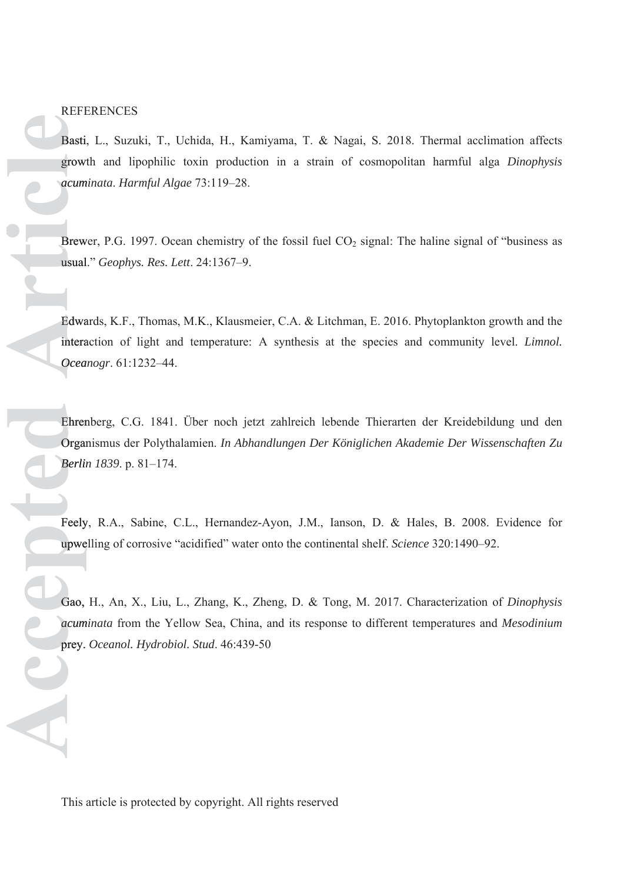REFERENCES

Basti, L., Suzuki, T., Uchida, H., Kamiyama, T. & Nagai, S. 2018. Thermal acclimation affects growth and lipophilic toxin production in a strain of cosmopolitan harmful alga *Dinophysis acuminata*. *Harmful Algae* 73:119–28.

Brewer, P.G. 1997. Ocean chemistry of the fossil fuel $CO_2$ signal: The haline signal of "business as usual." *Geophys. Res. Lett*. 24:1367–9.

Edwards, K.F., Thomas, M.K., Klausmeier, C.A. & Litchman, E. 2016. Phytoplankton growth and the interaction of light and temperature: A synthesis at the species and community level. *Limnol. Oceanogr*. 61:1232–44.

Ehrenberg, C.G. 1841. Über noch jetzt zahlreich lebende Thierarten der Kreidebildung und den Organismus der Polythalamien. *In Abhandlungen Der Königlichen Akademie Der Wissenschaften Zu Berlin 1839*. p. 81–174.

Feely, R.A., Sabine, C.L., Hernandez-Ayon, J.M., Ianson, D. & Hales, B. 2008. Evidence for upwelling of corrosive "acidified" water onto the continental shelf. *Science* 320:1490–92.

Gao, H., An, X., Liu, L., Zhang, K., Zheng, D. & Tong, M. 2017. Characterization of *Dinophysis acuminata* from the Yellow Sea, China, and its response to different temperatures and *Mesodinium* prey. *Oceanol. Hydrobiol. Stud*. 46:439-50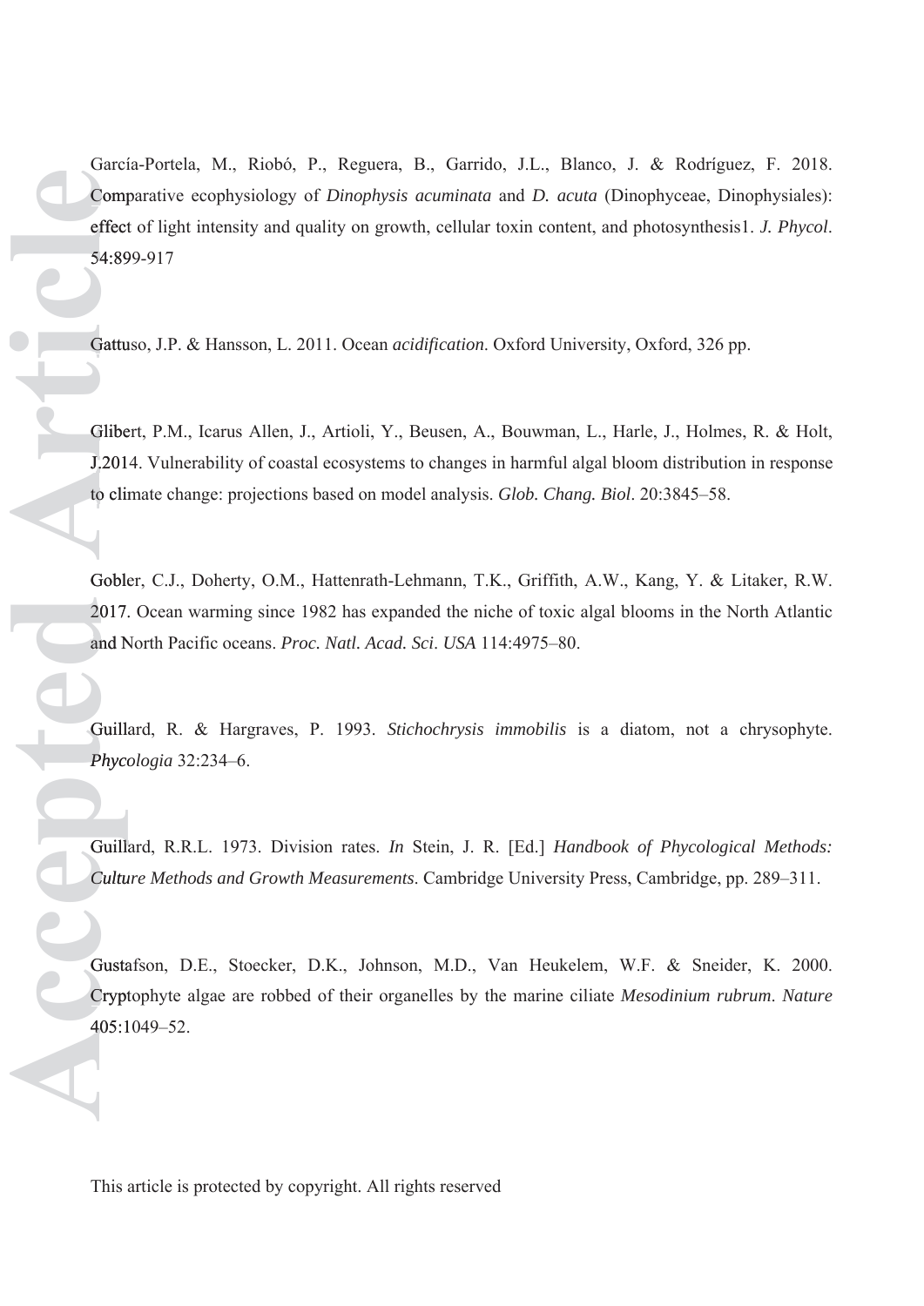García-Portela, M., Riobó, P., Reguera, B., Garrido, J.L., Blanco, J. & Rodríguez, F. 2018. Comparative ecophysiology of *Dinophysis acuminata* and *D. acuta* (Dinophyceae, Dinophysiales): effect of light intensity and quality on growth, cellular toxin content, and photosynthesis1. *J. Phycol*. 54:899-917

Gattuso, J.P. & Hansson, L. 2011. Ocean *acidification*. Oxford University, Oxford, 326 pp.

Glibert, P.M., Icarus Allen, J., Artioli, Y., Beusen, A., Bouwman, L., Harle, J., Holmes, R. & Holt, J.2014. Vulnerability of coastal ecosystems to changes in harmful algal bloom distribution in response to climate change: projections based on model analysis. *Glob. Chang. Biol*. 20:3845–58.

Gobler, C.J., Doherty, O.M., Hattenrath-Lehmann, T.K., Griffith, A.W., Kang, Y. & Litaker, R.W. 2017. Ocean warming since 1982 has expanded the niche of toxic algal blooms in the North Atlantic and North Pacific oceans. *Proc. Natl. Acad. Sci. USA* 114:4975–80.

Guillard, R. & Hargraves, P. 1993. *Stichochrysis immobilis* is a diatom, not a chrysophyte. *Phycologia* 32:234–6.

Guillard, R.R.L. 1973. Division rates. *In* Stein, J. R. [Ed.] *Handbook of Phycological Methods: Culture Methods and Growth Measurements*. Cambridge University Press, Cambridge, pp. 289–311.

Gustafson, D.E., Stoecker, D.K., Johnson, M.D., Van Heukelem, W.F. & Sneider, K. 2000. Cryptophyte algae are robbed of their organelles by the marine ciliate *Mesodinium rubrum*. *Nature* 405:1049–52.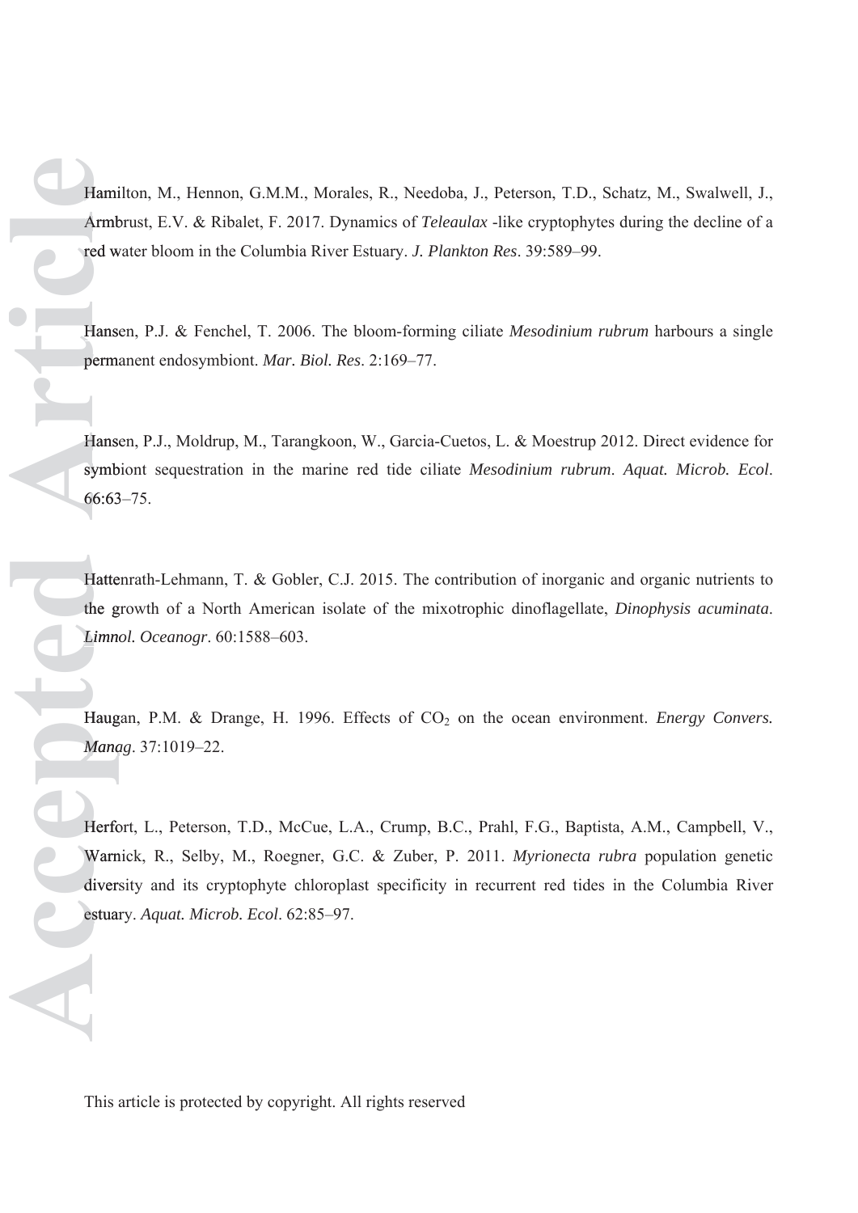Hamilton, M., Hennon, G.M.M., Morales, R., Needoba, J., Peterson, T.D., Schatz, M., Swalwell, J., Armbrust, E.V. & Ribalet, F. 2017. Dynamics of *Teleaulax* -like cryptophytes during the decline of a red water bloom in the Columbia River Estuary. *J. Plankton Res*. 39:589–99.

Hansen, P.J. & Fenchel, T. 2006. The bloom-forming ciliate *Mesodinium rubrum* harbours a single permanent endosymbiont. *Mar. Biol. Res*. 2:169–77.

Hansen, P.J., Moldrup, M., Tarangkoon, W., Garcia-Cuetos, L. & Moestrup 2012. Direct evidence for symbiont sequestration in the marine red tide ciliate *Mesodinium rubrum*. *Aquat. Microb. Ecol*. 66:63–75.

Hattenrath-Lehmann, T. & Gobler, C.J. 2015. The contribution of inorganic and organic nutrients to the growth of a North American isolate of the mixotrophic dinoflagellate, *Dinophysis acuminata*. *Limnol. Oceanogr*. 60:1588–603.

Haugan, P.M. & Drange, H. 1996. Effects of $CO_2$ on the ocean environment. *Energy Convers. Manag*. 37:1019–22.

Herfort, L., Peterson, T.D., McCue, L.A., Crump, B.C., Prahl, F.G., Baptista, A.M., Campbell, V., Warnick, R., Selby, M., Roegner, G.C. & Zuber, P. 2011. *Myrionecta rubra* population genetic diversity and its cryptophyte chloroplast specificity in recurrent red tides in the Columbia River estuary. *Aquat. Microb. Ecol*. 62:85–97.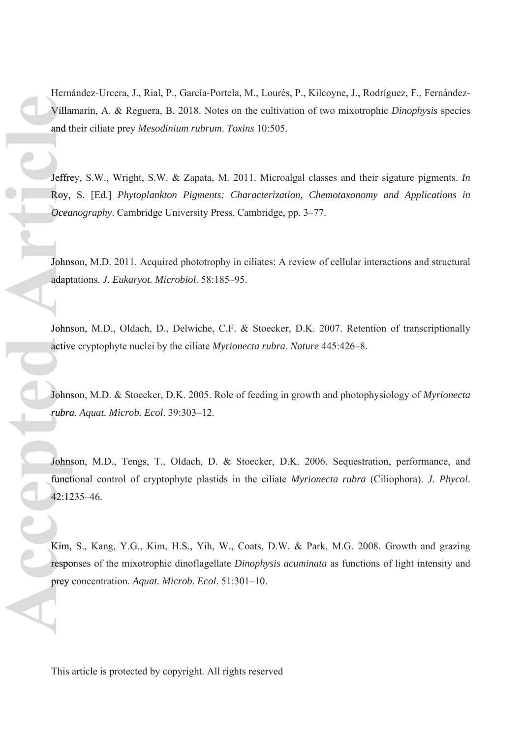Hernández-Urcera, J., Rial, P., García-Portela, M., Lourés, P., Kilcoyne, J., Rodríguez, F., Fernández-Villamarín, A. & Reguera, B. 2018. Notes on the cultivation of two mixotrophic *Dinophysis* species and their ciliate prey *Mesodinium rubrum*. *Toxins* 10:505.

Jeffrey, S.W., Wright, S.W. & Zapata, M. 2011. Microalgal classes and their sigature pigments. *In* Roy, S. [Ed.] *Phytoplankton Pigments: Characterization, Chemotaxonomy and Applications in Oceanography*. Cambridge University Press, Cambridge, pp. 3–77.

Johnson, M.D. 2011. Acquired phototrophy in ciliates: A review of cellular interactions and structural adaptations. *J. Eukaryot. Microbiol*. 58:185–95.

Johnson, M.D., Oldach, D., Delwiche, C.F. & Stoecker, D.K. 2007. Retention of transcriptionally active cryptophyte nuclei by the ciliate *Myrionecta rubra*. *Nature* 445:426–8.

Johnson, M.D. & Stoecker, D.K. 2005. Role of feeding in growth and photophysiology of *Myrionecta rubra*. *Aquat. Microb. Ecol*. 39:303–12.

Johnson, M.D., Tengs, T., Oldach, D. & Stoecker, D.K. 2006. Sequestration, performance, and functional control of cryptophyte plastids in the ciliate *Myrionecta rubra* (Ciliophora). *J. Phycol*. 42:1235–46.

Kim, S., Kang, Y.G., Kim, H.S., Yih, W., Coats, D.W. & Park, M.G. 2008. Growth and grazing responses of the mixotrophic dinoflagellate *Dinophysis acuminata* as functions of light intensity and prey concentration. *Aquat. Microb. Ecol*. 51:301–10.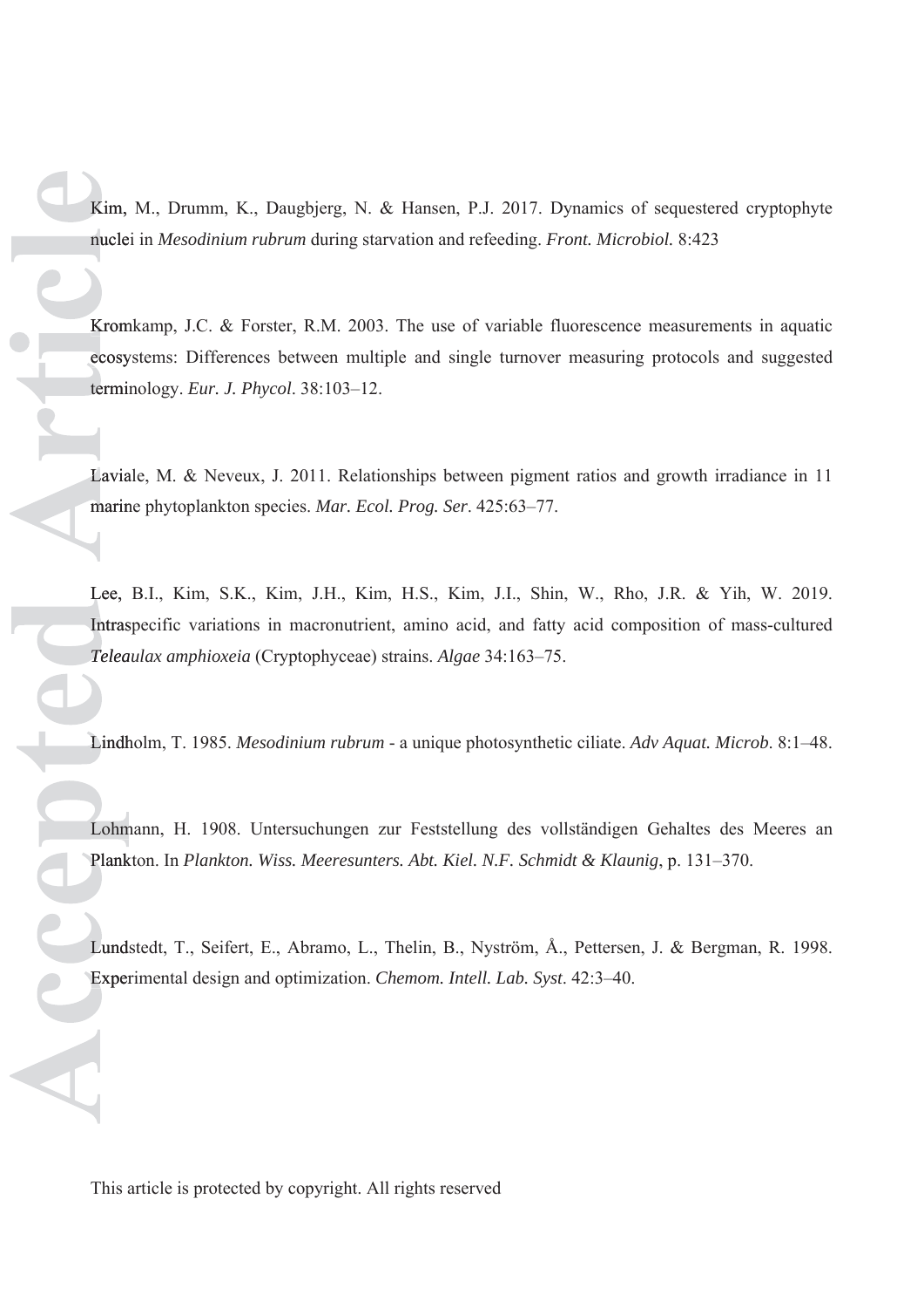Kim, M., Drumm, K., Daugbjerg, N. & Hansen, P.J. 2017. Dynamics of sequestered cryptophyte nuclei in *Mesodinium rubrum* during starvation and refeeding. *Front. Microbiol.* 8:423

Kromkamp, J.C. & Forster, R.M. 2003. The use of variable fluorescence measurements in aquatic ecosystems: Differences between multiple and single turnover measuring protocols and suggested terminology. *Eur. J. Phycol*. 38:103–12.

Laviale, M. & Neveux, J. 2011. Relationships between pigment ratios and growth irradiance in 11 marine phytoplankton species. *Mar. Ecol. Prog. Ser*. 425:63–77.

Lee, B.I., Kim, S.K., Kim, J.H., Kim, H.S., Kim, J.I., Shin, W., Rho, J.R. & Yih, W. 2019. Intraspecific variations in macronutrient, amino acid, and fatty acid composition of mass-cultured *Teleaulax amphioxeia* (Cryptophyceae) strains. *Algae* 34:163–75.

Lindholm, T. 1985. *Mesodinium rubrum* - a unique photosynthetic ciliate. *Adv Aquat. Microb*. 8:1–48.

Lohmann, H. 1908. Untersuchungen zur Feststellung des vollständigen Gehaltes des Meeres an Plankton. In *Plankton. Wiss. Meeresunters. Abt. Kiel. N.F. Schmidt & Klaunig*, p. 131–370.

Lundstedt, T., Seifert, E., Abramo, L., Thelin, B., Nyström, Å., Pettersen, J. & Bergman, R. 1998. Experimental design and optimization. *Chemom. Intell. Lab. Syst*. 42:3–40.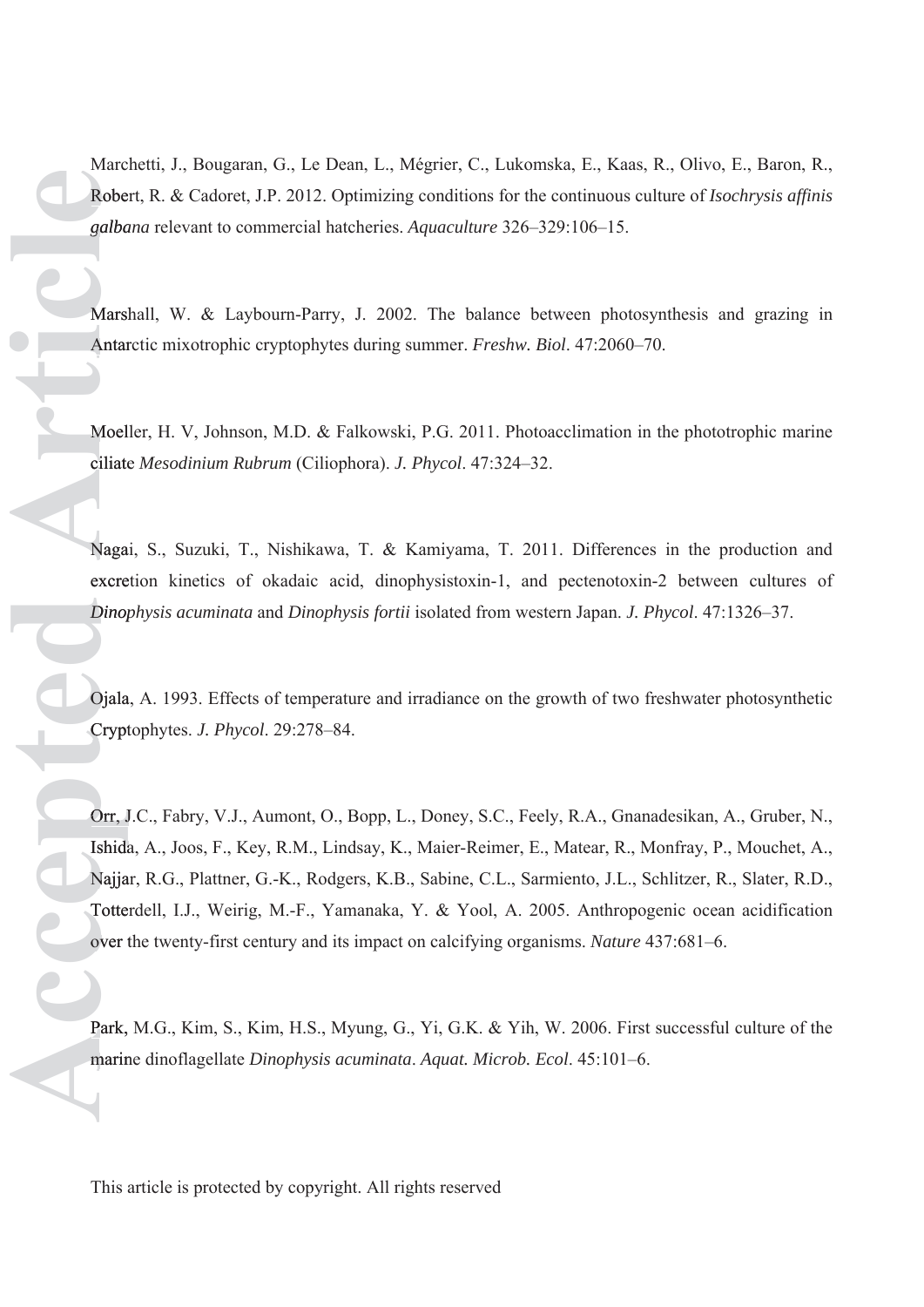Marchetti, J., Bougaran, G., Le Dean, L., Mégrier, C., Lukomska, E., Kaas, R., Olivo, E., Baron, R., Robert, R. & Cadoret, J.P. 2012. Optimizing conditions for the continuous culture of *Isochrysis affinis galbana* relevant to commercial hatcheries. *Aquaculture* 326–329:106–15.

Marshall, W. & Laybourn-Parry, J. 2002. The balance between photosynthesis and grazing in Antarctic mixotrophic cryptophytes during summer. *Freshw. Biol*. 47:2060–70.

Moeller, H. V, Johnson, M.D. & Falkowski, P.G. 2011. Photoacclimation in the phototrophic marine ciliate *Mesodinium Rubrum* (Ciliophora). *J. Phycol*. 47:324–32.

Nagai, S., Suzuki, T., Nishikawa, T. & Kamiyama, T. 2011. Differences in the production and excretion kinetics of okadaic acid, dinophysistoxin-1, and pectenotoxin-2 between cultures of *Dinophysis acuminata* and *Dinophysis fortii* isolated from western Japan. *J. Phycol*. 47:1326–37.

Ojala, A. 1993. Effects of temperature and irradiance on the growth of two freshwater photosynthetic Cryptophytes. *J. Phycol*. 29:278–84.

Orr, J.C., Fabry, V.J., Aumont, O., Bopp, L., Doney, S.C., Feely, R.A., Gnanadesikan, A., Gruber, N., Ishida, A., Joos, F., Key, R.M., Lindsay, K., Maier-Reimer, E., Matear, R., Monfray, P., Mouchet, A., Najjar, R.G., Plattner, G.-K., Rodgers, K.B., Sabine, C.L., Sarmiento, J.L., Schlitzer, R., Slater, R.D., Totterdell, I.J., Weirig, M.-F., Yamanaka, Y. & Yool, A. 2005. Anthropogenic ocean acidification over the twenty-first century and its impact on calcifying organisms. *Nature* 437:681–6.

Park, M.G., Kim, S., Kim, H.S., Myung, G., Yi, G.K. & Yih, W. 2006. First successful culture of the marine dinoflagellate *Dinophysis acuminata*. *Aquat. Microb. Ecol*. 45:101–6.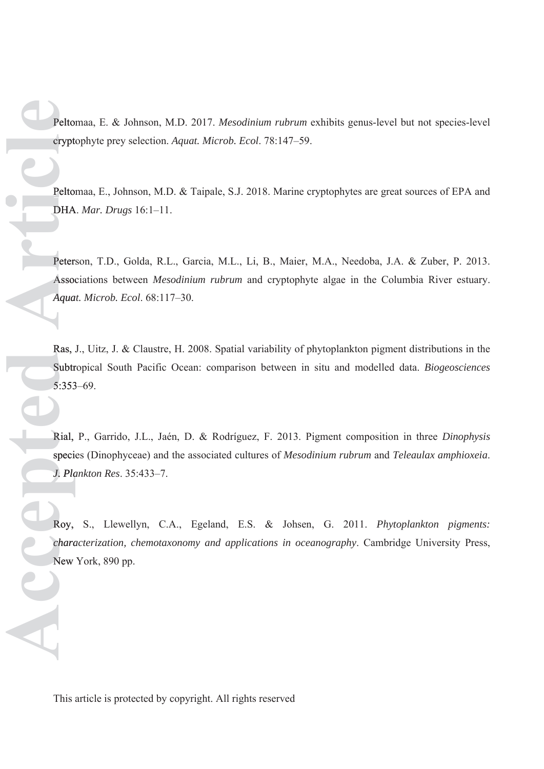Peltomaa, E. & Johnson, M.D. 2017. *Mesodinium rubrum* exhibits genus-level but not species-level cryptophyte prey selection. *Aquat. Microb. Ecol*. 78:147–59.

Peltomaa, E., Johnson, M.D. & Taipale, S.J. 2018. Marine cryptophytes are great sources of EPA and DHA. *Mar. Drugs* 16:1–11.

Peterson, T.D., Golda, R.L., Garcia, M.L., Li, B., Maier, M.A., Needoba, J.A. & Zuber, P. 2013. Associations between *Mesodinium rubrum* and cryptophyte algae in the Columbia River estuary. *Aquat. Microb. Ecol*. 68:117–30.

Ras, J., Uitz, J. & Claustre, H. 2008. Spatial variability of phytoplankton pigment distributions in the Subtropical South Pacific Ocean: comparison between in situ and modelled data. *Biogeosciences* 5:353–69.

Rial, P., Garrido, J.L., Jaén, D. & Rodríguez, F. 2013. Pigment composition in three *Dinophysis* species (Dinophyceae) and the associated cultures of *Mesodinium rubrum* and *Teleaulax amphioxeia*. *J. Plankton Res*. 35:433–7.

Roy, S., Llewellyn, C.A., Egeland, E.S. & Johsen, G. 2011. *Phytoplankton pigments: characterization, chemotaxonomy and applications in oceanography*. Cambridge University Press, New York, 890 pp.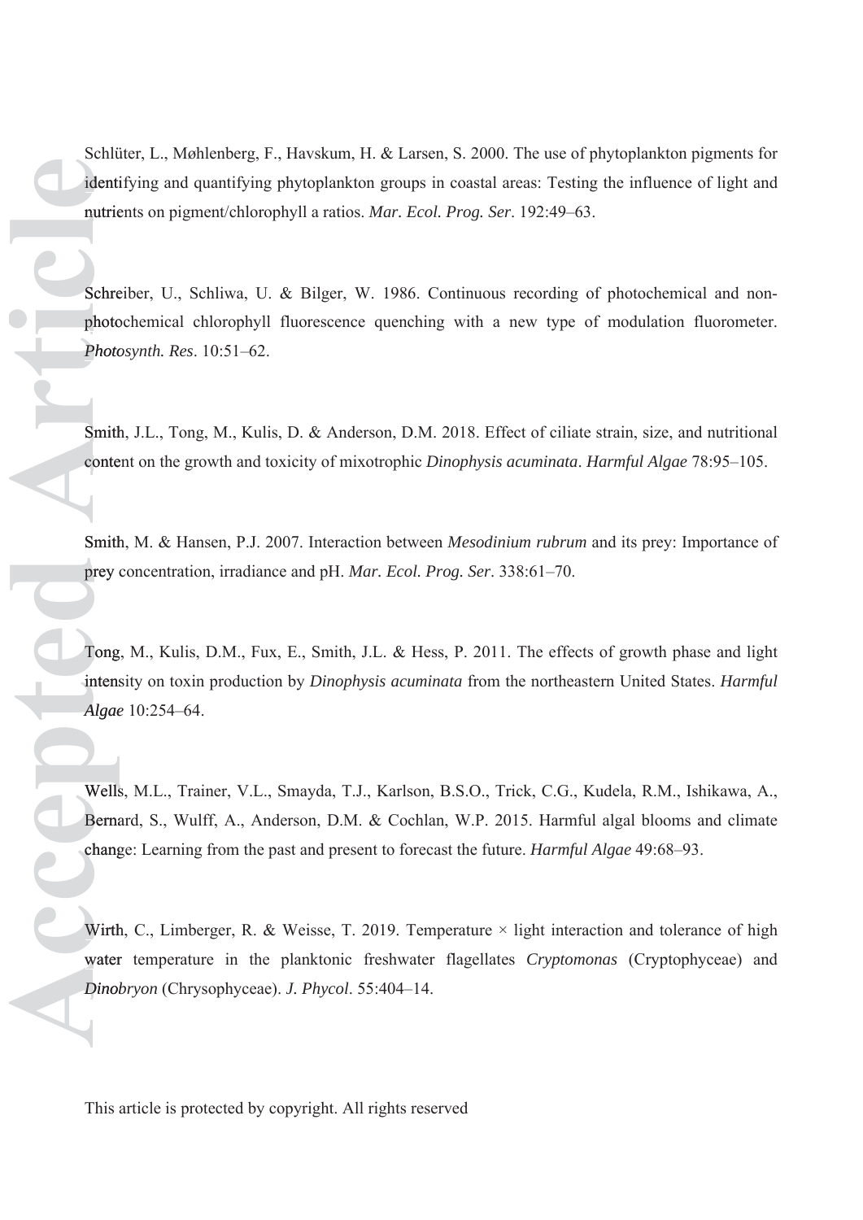Schlüter, L., Møhlenberg, F., Havskum, H. & Larsen, S. 2000. The use of phytoplankton pigments for identifying and quantifying phytoplankton groups in coastal areas: Testing the influence of light and nutrients on pigment/chlorophyll a ratios. *Mar. Ecol. Prog. Ser*. 192:49–63.

Schreiber, U., Schliwa, U. & Bilger, W. 1986. Continuous recording of photochemical and non-photochemical chlorophyll fluorescence quenching with a new type of modulation fluorometer. *Photosynth. Res*. 10:51–62.

Smith, J.L., Tong, M., Kulis, D. & Anderson, D.M. 2018. Effect of ciliate strain, size, and nutritional content on the growth and toxicity of mixotrophic *Dinophysis acuminata*. *Harmful Algae* 78:95–105.

Smith, M. & Hansen, P.J. 2007. Interaction between *Mesodinium rubrum* and its prey: Importance of prey concentration, irradiance and pH. *Mar. Ecol. Prog. Ser*. 338:61–70.

Tong, M., Kulis, D.M., Fux, E., Smith, J.L. & Hess, P. 2011. The effects of growth phase and light intensity on toxin production by *Dinophysis acuminata* from the northeastern United States. *Harmful Algae* 10:254–64.

Wells, M.L., Trainer, V.L., Smayda, T.J., Karlson, B.S.O., Trick, C.G., Kudela, R.M., Ishikawa, A., Bernard, S., Wulff, A., Anderson, D.M. & Cochlan, W.P. 2015. Harmful algal blooms and climate change: Learning from the past and present to forecast the future. *Harmful Algae* 49:68–93.

Wirth, C., Limberger, R. & Weisse, T. 2019. Temperature × light interaction and tolerance of high water temperature in the planktonic freshwater flagellates *Cryptomonas* (Cryptophyceae) and *Dinobryon* (Chrysophyceae). *J. Phycol*. 55:404–14.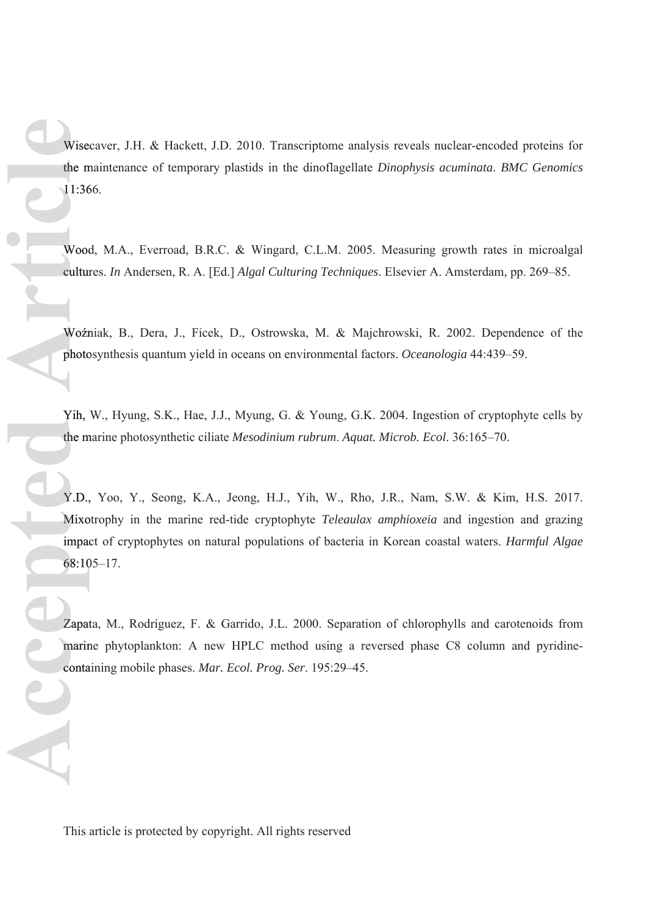Wisecaver, J.H. & Hackett, J.D. 2010. Transcriptome analysis reveals nuclear-encoded proteins for the maintenance of temporary plastids in the dinoflagellate *Dinophysis acuminata*. *BMC Genomics* 11:366.

Wood, M.A., Everroad, B.R.C. & Wingard, C.L.M. 2005. Measuring growth rates in microalgal cultures. *In* Andersen, R. A. [Ed.] *Algal Culturing Techniques*. Elsevier A. Amsterdam, pp. 269–85.

Woźniak, B., Dera, J., Ficek, D., Ostrowska, M. & Majchrowski, R. 2002. Dependence of the photosynthesis quantum yield in oceans on environmental factors. *Oceanologia* 44:439–59.

Yih, W., Hyung, S.K., Hae, J.J., Myung, G. & Young, G.K. 2004. Ingestion of cryptophyte cells by the marine photosynthetic ciliate *Mesodinium rubrum*. *Aquat. Microb. Ecol*. 36:165–70.

Y.D., Yoo, Y., Seong, K.A., Jeong, H.J., Yih, W., Rho, J.R., Nam, S.W. & Kim, H.S. 2017. Mixotrophy in the marine red-tide cryptophyte *Teleaulax amphioxeia* and ingestion and grazing impact of cryptophytes on natural populations of bacteria in Korean coastal waters. *Harmful Algae* 68:105–17.

Zapata, M., Rodríguez, F. & Garrido, J.L. 2000. Separation of chlorophylls and carotenoids from marine phytoplankton: A new HPLC method using a reversed phase C8 column and pyridine-containing mobile phases. *Mar. Ecol. Prog. Ser*. 195:29–45.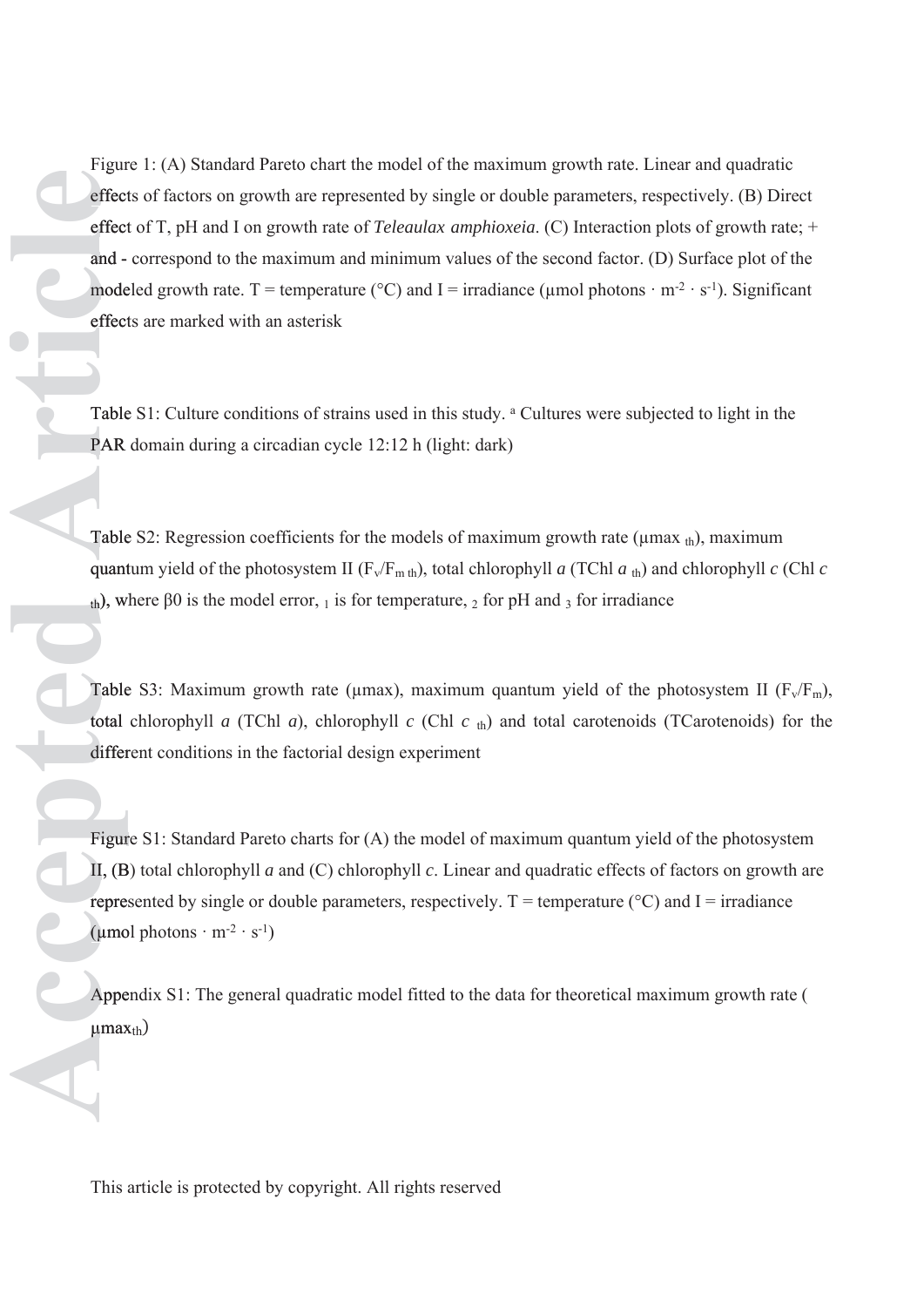Figure 1: (A) Standard Pareto chart the model of the maximum growth rate. Linear and quadratic effects of factors on growth are represented by single or double parameters, respectively. (B) Direct effect of T, pH and I on growth rate of *Teleaulax amphioxeia*. (C) Interaction plots of growth rate; + and - correspond to the maximum and minimum values of the second factor. (D) Surface plot of the modeled growth rate. T = temperature (°C) and I = irradiance (µmol photons · $m^{-2}$ · $s^{-1}$). Significant effects are marked with an asterisk

Table S1: Culture conditions of strains used in this study. [a] Cultures were subjected to light in the PAR domain during a circadian cycle 12:12 h (light: dark)

Table S2: Regression coefficients for the models of maximum growth rate ($\mu max_{th}$), maximum quantum yield of the photosystem II ($F_v/F_{m\ th}$), total chlorophyll *a* (TChl $a_{th}$) and chlorophyll *c* (Chl $c_{th}$), where β0 is the model error, $_1$ is for temperature, $_2$ for pH and $_3$ for irradiance

Table S3: Maximum growth rate (µmax), maximum quantum yield of the photosystem II ($F_v/F_m$), total chlorophyll *a* (TChl *a*), chlorophyll *c* (Chl $c_{th}$) and total carotenoids (TCarotenoids) for the different conditions in the factorial design experiment

Figure S1: Standard Pareto charts for (A) the model of maximum quantum yield of the photosystem II, (B) total chlorophyll *a* and (C) chlorophyll *c*. Linear and quadratic effects of factors on growth are represented by single or double parameters, respectively. T = temperature (°C) and I = irradiance (µmol photons · $m^{-2}$ · $s^{-1}$)

Appendix S1: The general quadratic model fitted to the data for theoretical maximum growth rate ( $\mu max_{th}$)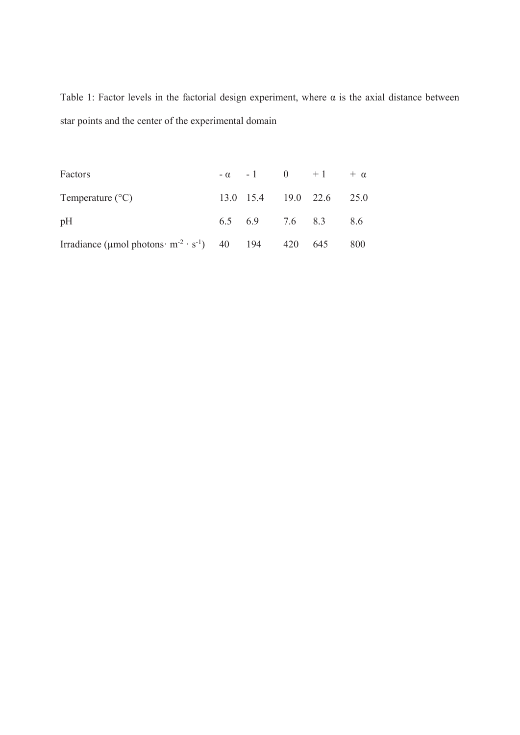Table 1: Factor levels in the factorial design experiment, where α is the axial distance between star points and the center of the experimental domain

| Factors | - α | - 1 | 0 | + 1 | + α |
|---|---|---|---|---|---|
| Temperature (°C) | 13.0 | 15.4 | 19.0 | 22.6 | 25.0 |
| pH | 6.5 | 6.9 | 7.6 | 8.3 | 8.6 |
| Irradiance (µmol photons· $m^{-2} \cdot s^{-1}$) | 40 | 194 | 420 | 645 | 800 |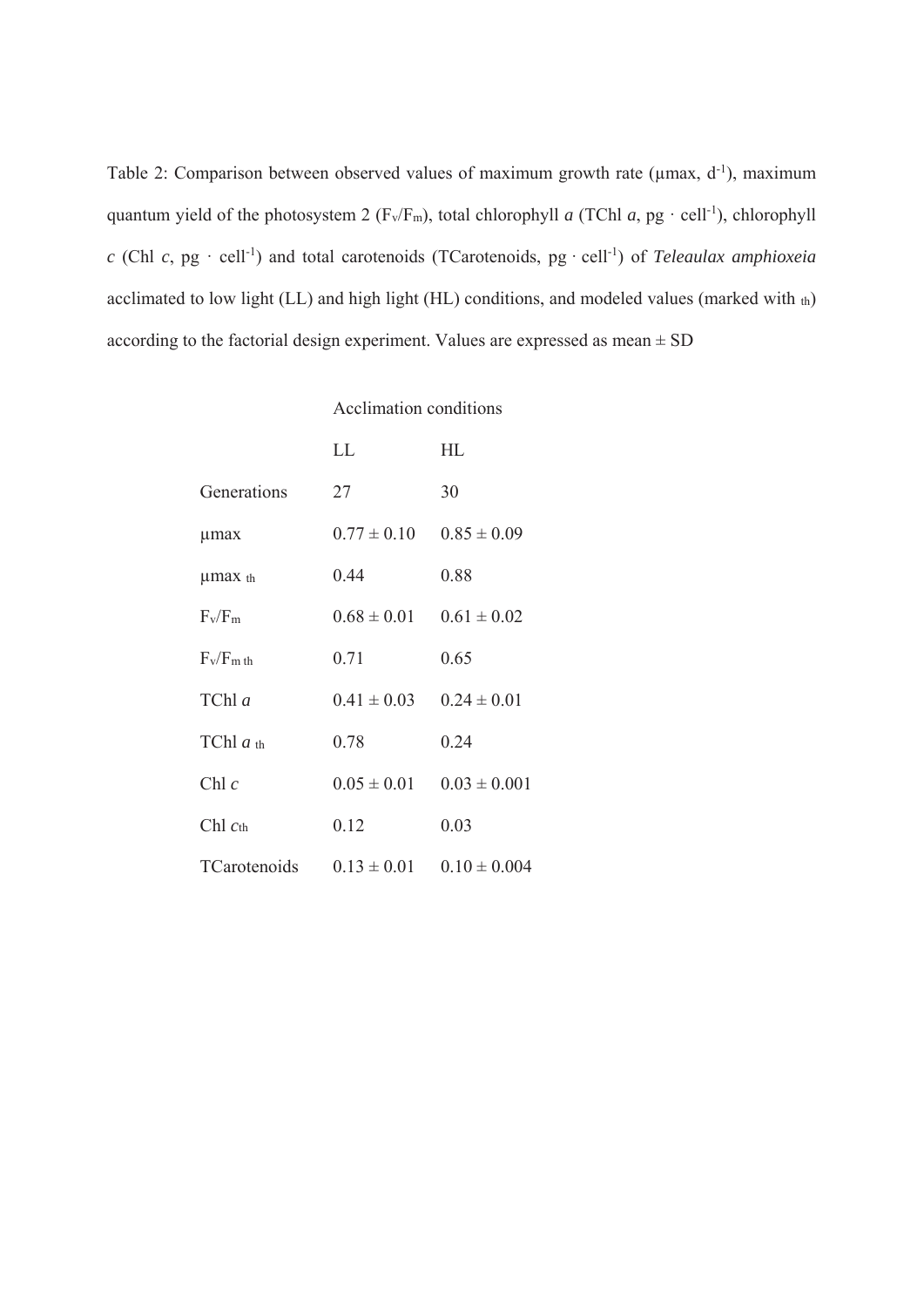Table 2: Comparison between observed values of maximum growth rate (μmax, $d^{-1}$), maximum quantum yield of the photosystem 2 ($F_v/F_m$), total chlorophyll *a* (TChl *a*, pg · $cell^{-1}$), chlorophyll *c* (Chl *c*, pg · $cell^{-1}$) and total carotenoids (TCarotenoids, pg · $cell^{-1}$) of *Teleaulax amphioxeia* acclimated to low light (LL) and high light (HL) conditions, and modeled values (marked with $_{th}$) according to the factorial design experiment. Values are expressed as mean ± SD

| | Acclimation conditions | |
|---|---|---|
| | LL | HL |
| Generations | 27 | 30 |
| μmax | 0.77 ± 0.10 | 0.85 ± 0.09 |
| μmax $_{th}$ | 0.44 | 0.88 |
| $F_v/F_m$ | 0.68 ± 0.01 | 0.61 ± 0.02 |
| $F_v/F_{m\,th}$ | 0.71 | 0.65 |
| TChl *a* | 0.41 ± 0.03 | 0.24 ± 0.01 |
| TChl $a_{th}$ | 0.78 | 0.24 |
| Chl *c* | 0.05 ± 0.01 | 0.03 ± 0.001 |
| Chl $c_{th}$ | 0.12 | 0.03 |
| TCarotenoids | 0.13 ± 0.01 | 0.10 ± 0.004 |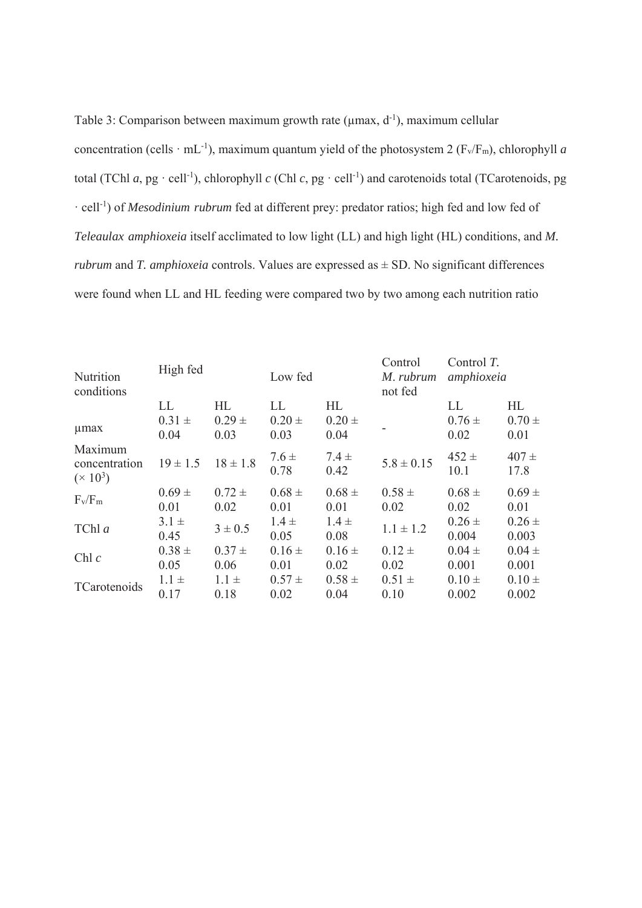Table 3: Comparison between maximum growth rate (μmax, $d^{-1}$), maximum cellular concentration (cells · $mL^{-1}$), maximum quantum yield of the photosystem 2 ($F_v/F_m$), chlorophyll *a* total (TChl *a*, pg · $cell^{-1}$), chlorophyll *c* (Chl *c*, pg · $cell^{-1}$) and carotenoids total (TCarotenoids, pg · $cell^{-1}$) of *Mesodinium rubrum* fed at different prey: predator ratios; high fed and low fed of *Teleaulax amphioxeia* itself acclimated to low light (LL) and high light (HL) conditions, and *M. rubrum* and *T. amphioxeia* controls. Values are expressed as ± SD. No significant differences were found when LL and HL feeding were compared two by two among each nutrition ratio

| Nutrition conditions | High fed | | Low fed | | Control *M. rubrum* not fed | Control *T. amphioxeia* | |
|---|---|---|---|---|---|---|---|
| | LL | HL | LL | HL | | LL | HL |
| μmax | 0.31 ± 0.04 | 0.29 ± 0.03 | 0.20 ± 0.03 | 0.20 ± 0.04 | - | 0.76 ± 0.02 | 0.70 ± 0.01 |
| Maximum concentration (× $10^3$) | 19 ± 1.5 | 18 ± 1.8 | 7.6 ± 0.78 | 7.4 ± 0.42 | 5.8 ± 0.15 | 452 ± 10.1 | 407 ± 17.8 |
| $F_v/F_m$ | 0.69 ± 0.01 | 0.72 ± 0.02 | 0.68 ± 0.01 | 0.68 ± 0.01 | 0.58 ± 0.02 | 0.68 ± 0.02 | 0.69 ± 0.01 |
| TChl *a* | 3.1 ± 0.45 | 3 ± 0.5 | 1.4 ± 0.05 | 1.4 ± 0.08 | 1.1 ± 1.2 | 0.26 ± 0.004 | 0.26 ± 0.003 |
| Chl *c* | 0.38 ± 0.05 | 0.37 ± 0.06 | 0.16 ± 0.01 | 0.16 ± 0.02 | 0.12 ± 0.02 | 0.04 ± 0.001 | 0.04 ± 0.001 |
| TCarotenoids | 1.1 ± 0.17 | 1.1 ± 0.18 | 0.57 ± 0.02 | 0.58 ± 0.04 | 0.51 ± 0.10 | 0.10 ± 0.002 | 0.10 ± 0.002 |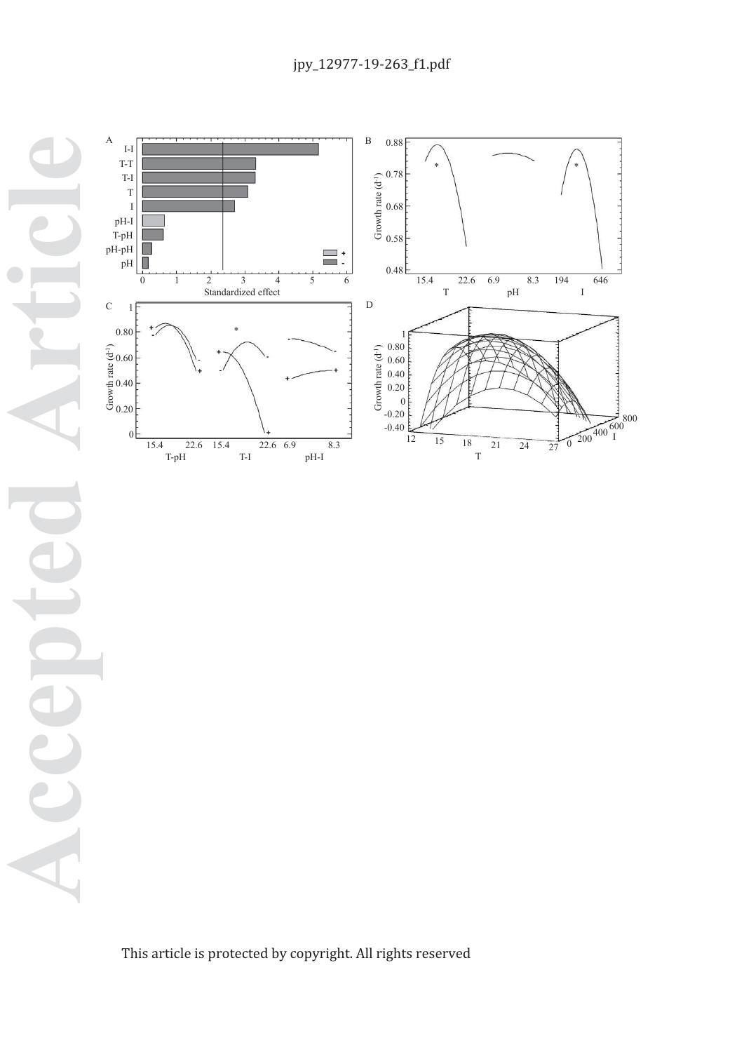jpy_12977-19-263_f1.pdf

A

I-I
T-T
T-I
T
I
pH-I
T-pH
pH-pH
pH

0 1 2 3 4 5 6
Standardized effect

+
-

B

0.88
0.78
0.68
0.58
0.48
Growth rate (d-1)

15.4 22.6 6.9 8.3 194 646
T pH I

C

1
0.80
0.60
0.40
0.20
0
Growth rate (d-1)

15.4 22.6 15.4 22.6 6.9 8.3
T-pH T-I pH-I

D

1
0.80
0.60
0.40
0.20
0
-0.20
-0.40
Growth rate (d-1)

12 15 18 21 24 27
T

0 200 400 600 800
I